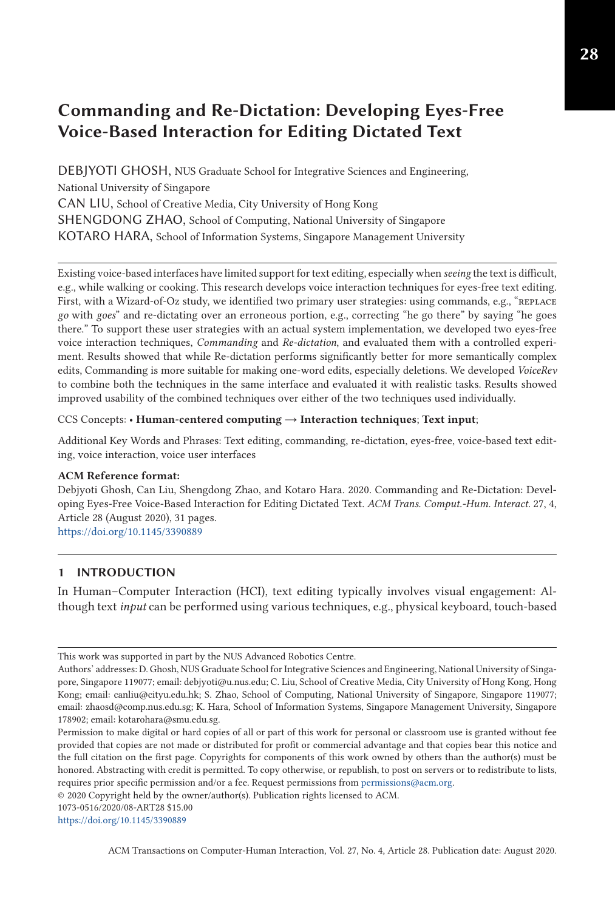# Commanding and Re-Dictation: Developing Eyes-Free Voice-Based Interaction for Editing Dictated Text

DEBJYOTI GHOSH, NUS Graduate School for Integrative Sciences and Engineering, National University of Singapore
CAN LIU, School of Creative Media, City University of Hong Kong
SHENGDONG ZHAO, School of Computing, National University of Singapore
KOTARO HARA, School of Information Systems, Singapore Management University

Existing voice-based interfaces have limited support for text editing, especially when *seeing* the text is difficult, e.g., while walking or cooking. This research develops voice interaction techniques for eyes-free text editing. First, with a Wizard-of-Oz study, we identified two primary user strategies: using commands, e.g., "REPLACE *go* with *goes*" and re-dictating over an erroneous portion, e.g., correcting "he go there" by saying "he goes there." To support these user strategies with an actual system implementation, we developed two eyes-free voice interaction techniques, *Commanding* and *Re-dictation*, and evaluated them with a controlled experiment. Results showed that while Re-dictation performs significantly better for more semantically complex edits, Commanding is more suitable for making one-word edits, especially deletions. We developed *VoiceRev* to combine both the techniques in the same interface and evaluated it with realistic tasks. Results showed improved usability of the combined techniques over either of the two techniques used individually.

CCS Concepts: • **Human-centered computing → Interaction techniques**; **Text input**;

Additional Key Words and Phrases: Text editing, commanding, re-dictation, eyes-free, voice-based text editing, voice interaction, voice user interfaces

**ACM Reference format:**
Debjyoti Ghosh, Can Liu, Shengdong Zhao, and Kotaro Hara. 2020. Commanding and Re-Dictation: Developing Eyes-Free Voice-Based Interaction for Editing Dictated Text. *ACM Trans. Comput.-Hum. Interact.* 27, 4, Article 28 (August 2020), 31 pages.
https://doi.org/10.1145/3390889

## 1 INTRODUCTION

In Human–Computer Interaction (HCI), text editing typically involves visual engagement: Although text *input* can be performed using various techniques, e.g., physical keyboard, touch-based

---

This work was supported in part by the NUS Advanced Robotics Centre.

Authors' addresses: D. Ghosh, NUS Graduate School for Integrative Sciences and Engineering, National University of Singapore, Singapore 119077; email: debjyoti@u.nus.edu; C. Liu, School of Creative Media, City University of Hong Kong, Hong Kong; email: canliu@cityu.edu.hk; S. Zhao, School of Computing, National University of Singapore, Singapore 119077; email: zhaosd@comp.nus.edu.sg; K. Hara, School of Information Systems, Singapore Management University, Singapore 178902; email: kotarohara@smu.edu.sg.

Permission to make digital or hard copies of all or part of this work for personal or classroom use is granted without fee provided that copies are not made or distributed for profit or commercial advantage and that copies bear this notice and the full citation on the first page. Copyrights for components of this work owned by others than the author(s) must be honored. Abstracting with credit is permitted. To copy otherwise, or republish, to post on servers or to redistribute to lists, requires prior specific permission and/or a fee. Request permissions from permissions@acm.org.

© 2020 Copyright held by the owner/author(s). Publication rights licensed to ACM.
1073-0516/2020/08-ART28 $15.00
https://doi.org/10.1145/3390889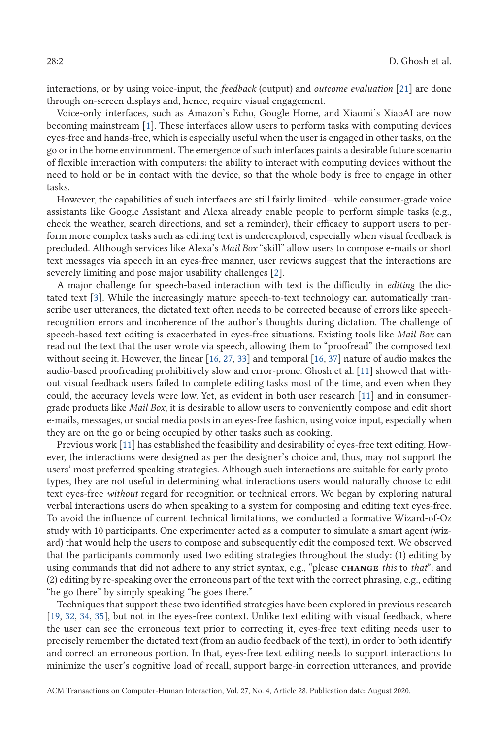interactions, or by using voice-input, the *feedback* (output) and *outcome evaluation* [21] are done through on-screen displays and, hence, require visual engagement.

Voice-only interfaces, such as Amazon's Echo, Google Home, and Xiaomi's XiaoAI are now becoming mainstream [1]. These interfaces allow users to perform tasks with computing devices eyes-free and hands-free, which is especially useful when the user is engaged in other tasks, on the go or in the home environment. The emergence of such interfaces paints a desirable future scenario of flexible interaction with computers: the ability to interact with computing devices without the need to hold or be in contact with the device, so that the whole body is free to engage in other tasks.

However, the capabilities of such interfaces are still fairly limited—while consumer-grade voice assistants like Google Assistant and Alexa already enable people to perform simple tasks (e.g., check the weather, search directions, and set a reminder), their efficacy to support users to perform more complex tasks such as editing text is underexplored, especially when visual feedback is precluded. Although services like Alexa's *Mail Box* "skill" allow users to compose e-mails or short text messages via speech in an eyes-free manner, user reviews suggest that the interactions are severely limiting and pose major usability challenges [2].

A major challenge for speech-based interaction with text is the difficulty in *editing* the dictated text [3]. While the increasingly mature speech-to-text technology can automatically transcribe user utterances, the dictated text often needs to be corrected because of errors like speech-recognition errors and incoherence of the author's thoughts during dictation. The challenge of speech-based text editing is exacerbated in eyes-free situations. Existing tools like *Mail Box* can read out the text that the user wrote via speech, allowing them to "proofread" the composed text without seeing it. However, the linear [16, 27, 33] and temporal [16, 37] nature of audio makes the audio-based proofreading prohibitively slow and error-prone. Ghosh et al. [11] showed that without visual feedback users failed to complete editing tasks most of the time, and even when they could, the accuracy levels were low. Yet, as evident in both user research [11] and in consumer-grade products like *Mail Box*, it is desirable to allow users to conveniently compose and edit short e-mails, messages, or social media posts in an eyes-free fashion, using voice input, especially when they are on the go or being occupied by other tasks such as cooking.

Previous work [11] has established the feasibility and desirability of eyes-free text editing. However, the interactions were designed as per the designer's choice and, thus, may not support the users' most preferred speaking strategies. Although such interactions are suitable for early prototypes, they are not useful in determining what interactions users would naturally choose to edit text eyes-free *without* regard for recognition or technical errors. We began by exploring natural verbal interactions users do when speaking to a system for composing and editing text eyes-free. To avoid the influence of current technical limitations, we conducted a formative Wizard-of-Oz study with 10 participants. One experimenter acted as a computer to simulate a smart agent (wizard) that would help the users to compose and subsequently edit the composed text. We observed that the participants commonly used two editing strategies throughout the study: (1) editing by using commands that did not adhere to any strict syntax, e.g., "please CHANGE *this* to *that*"; and (2) editing by re-speaking over the erroneous part of the text with the correct phrasing, e.g., editing "he go there" by simply speaking "he goes there."

Techniques that support these two identified strategies have been explored in previous research [19, 32, 34, 35], but not in the eyes-free context. Unlike text editing with visual feedback, where the user can see the erroneous text prior to correcting it, eyes-free text editing needs user to precisely remember the dictated text (from an audio feedback of the text), in order to both identify and correct an erroneous portion. In that, eyes-free text editing needs to support interactions to minimize the user's cognitive load of recall, support barge-in correction utterances, and provide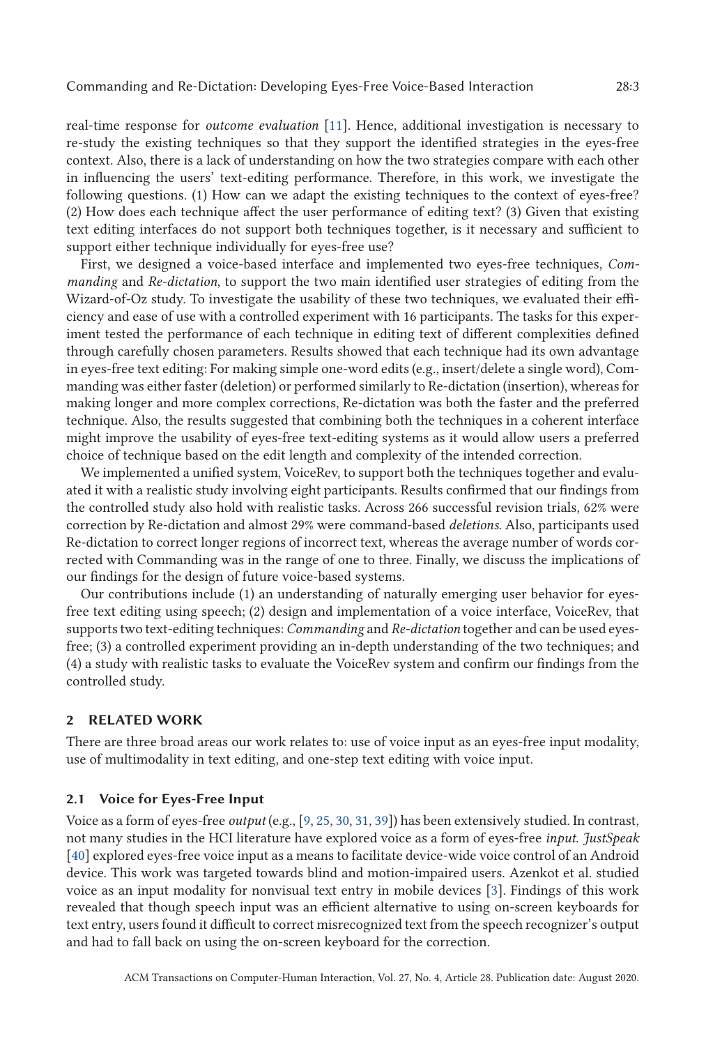real-time response for *outcome evaluation* [11]. Hence, additional investigation is necessary to re-study the existing techniques so that they support the identified strategies in the eyes-free context. Also, there is a lack of understanding on how the two strategies compare with each other in influencing the users' text-editing performance. Therefore, in this work, we investigate the following questions. (1) How can we adapt the existing techniques to the context of eyes-free? (2) How does each technique affect the user performance of editing text? (3) Given that existing text editing interfaces do not support both techniques together, is it necessary and sufficient to support either technique individually for eyes-free use?

First, we designed a voice-based interface and implemented two eyes-free techniques, *Commanding* and *Re-dictation*, to support the two main identified user strategies of editing from the Wizard-of-Oz study. To investigate the usability of these two techniques, we evaluated their efficiency and ease of use with a controlled experiment with 16 participants. The tasks for this experiment tested the performance of each technique in editing text of different complexities defined through carefully chosen parameters. Results showed that each technique had its own advantage in eyes-free text editing: For making simple one-word edits (e.g., insert/delete a single word), Commanding was either faster (deletion) or performed similarly to Re-dictation (insertion), whereas for making longer and more complex corrections, Re-dictation was both the faster and the preferred technique. Also, the results suggested that combining both the techniques in a coherent interface might improve the usability of eyes-free text-editing systems as it would allow users a preferred choice of technique based on the edit length and complexity of the intended correction.

We implemented a unified system, VoiceRev, to support both the techniques together and evaluated it with a realistic study involving eight participants. Results confirmed that our findings from the controlled study also hold with realistic tasks. Across 266 successful revision trials, 62% were correction by Re-dictation and almost 29% were command-based *deletions*. Also, participants used Re-dictation to correct longer regions of incorrect text, whereas the average number of words corrected with Commanding was in the range of one to three. Finally, we discuss the implications of our findings for the design of future voice-based systems.

Our contributions include (1) an understanding of naturally emerging user behavior for eyes-free text editing using speech; (2) design and implementation of a voice interface, VoiceRev, that supports two text-editing techniques: *Commanding* and *Re-dictation* together and can be used eyes-free; (3) a controlled experiment providing an in-depth understanding of the two techniques; and (4) a study with realistic tasks to evaluate the VoiceRev system and confirm our findings from the controlled study.

## 2 RELATED WORK

There are three broad areas our work relates to: use of voice input as an eyes-free input modality, use of multimodality in text editing, and one-step text editing with voice input.

### 2.1 Voice for Eyes-Free Input

Voice as a form of eyes-free *output* (e.g., [9, 25, 30, 31, 39]) has been extensively studied. In contrast, not many studies in the HCI literature have explored voice as a form of eyes-free *input*. *JustSpeak* [40] explored eyes-free voice input as a means to facilitate device-wide voice control of an Android device. This work was targeted towards blind and motion-impaired users. Azenkot et al. studied voice as an input modality for nonvisual text entry in mobile devices [3]. Findings of this work revealed that though speech input was an efficient alternative to using on-screen keyboards for text entry, users found it difficult to correct misrecognized text from the speech recognizer's output and had to fall back on using the on-screen keyboard for the correction.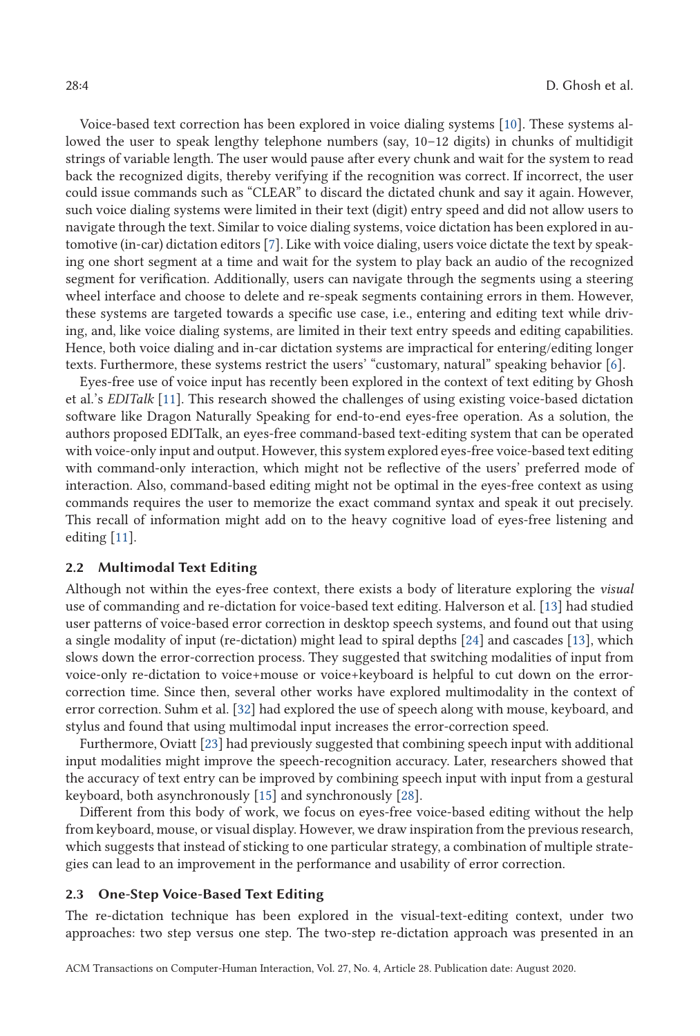Voice-based text correction has been explored in voice dialing systems [10]. These systems allowed the user to speak lengthy telephone numbers (say, 10–12 digits) in chunks of multidigit strings of variable length. The user would pause after every chunk and wait for the system to read back the recognized digits, thereby verifying if the recognition was correct. If incorrect, the user could issue commands such as "CLEAR" to discard the dictated chunk and say it again. However, such voice dialing systems were limited in their text (digit) entry speed and did not allow users to navigate through the text. Similar to voice dialing systems, voice dictation has been explored in automotive (in-car) dictation editors [7]. Like with voice dialing, users voice dictate the text by speaking one short segment at a time and wait for the system to play back an audio of the recognized segment for verification. Additionally, users can navigate through the segments using a steering wheel interface and choose to delete and re-speak segments containing errors in them. However, these systems are targeted towards a specific use case, i.e., entering and editing text while driving, and, like voice dialing systems, are limited in their text entry speeds and editing capabilities. Hence, both voice dialing and in-car dictation systems are impractical for entering/editing longer texts. Furthermore, these systems restrict the users' "customary, natural" speaking behavior [6].

Eyes-free use of voice input has recently been explored in the context of text editing by Ghosh et al.'s *EDITalk* [11]. This research showed the challenges of using existing voice-based dictation software like Dragon Naturally Speaking for end-to-end eyes-free operation. As a solution, the authors proposed EDITalk, an eyes-free command-based text-editing system that can be operated with voice-only input and output. However, this system explored eyes-free voice-based text editing with command-only interaction, which might not be reflective of the users' preferred mode of interaction. Also, command-based editing might not be optimal in the eyes-free context as using commands requires the user to memorize the exact command syntax and speak it out precisely. This recall of information might add on to the heavy cognitive load of eyes-free listening and editing [11].

### 2.2 Multimodal Text Editing

Although not within the eyes-free context, there exists a body of literature exploring the *visual* use of commanding and re-dictation for voice-based text editing. Halverson et al. [13] had studied user patterns of voice-based error correction in desktop speech systems, and found out that using a single modality of input (re-dictation) might lead to spiral depths [24] and cascades [13], which slows down the error-correction process. They suggested that switching modalities of input from voice-only re-dictation to voice+mouse or voice+keyboard is helpful to cut down on the error-correction time. Since then, several other works have explored multimodality in the context of error correction. Suhm et al. [32] had explored the use of speech along with mouse, keyboard, and stylus and found that using multimodal input increases the error-correction speed.

Furthermore, Oviatt [23] had previously suggested that combining speech input with additional input modalities might improve the speech-recognition accuracy. Later, researchers showed that the accuracy of text entry can be improved by combining speech input with input from a gestural keyboard, both asynchronously [15] and synchronously [28].

Different from this body of work, we focus on eyes-free voice-based editing without the help from keyboard, mouse, or visual display. However, we draw inspiration from the previous research, which suggests that instead of sticking to one particular strategy, a combination of multiple strategies can lead to an improvement in the performance and usability of error correction.

### 2.3 One-Step Voice-Based Text Editing

The re-dictation technique has been explored in the visual-text-editing context, under two approaches: two step versus one step. The two-step re-dictation approach was presented in an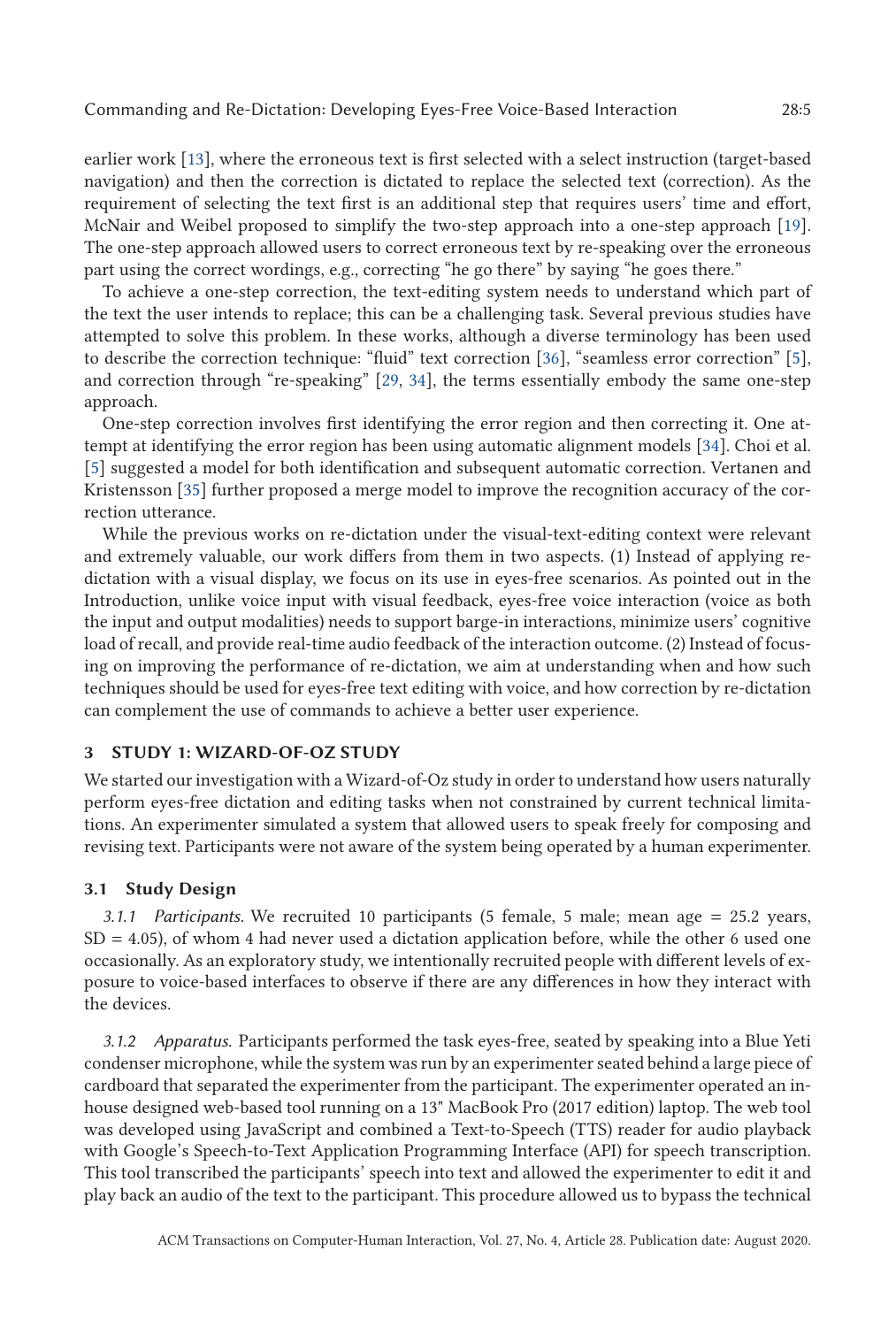earlier work [13], where the erroneous text is first selected with a select instruction (target-based navigation) and then the correction is dictated to replace the selected text (correction). As the requirement of selecting the text first is an additional step that requires users' time and effort, McNair and Weibel proposed to simplify the two-step approach into a one-step approach [19]. The one-step approach allowed users to correct erroneous text by re-speaking over the erroneous part using the correct wordings, e.g., correcting "he go there" by saying "he goes there."

To achieve a one-step correction, the text-editing system needs to understand which part of the text the user intends to replace; this can be a challenging task. Several previous studies have attempted to solve this problem. In these works, although a diverse terminology has been used to describe the correction technique: "fluid" text correction [36], "seamless error correction" [5], and correction through "re-speaking" [29, 34], the terms essentially embody the same one-step approach.

One-step correction involves first identifying the error region and then correcting it. One attempt at identifying the error region has been using automatic alignment models [34]. Choi et al. [5] suggested a model for both identification and subsequent automatic correction. Vertanen and Kristensson [35] further proposed a merge model to improve the recognition accuracy of the correction utterance.

While the previous works on re-dictation under the visual-text-editing context were relevant and extremely valuable, our work differs from them in two aspects. (1) Instead of applying re-dictation with a visual display, we focus on its use in eyes-free scenarios. As pointed out in the Introduction, unlike voice input with visual feedback, eyes-free voice interaction (voice as both the input and output modalities) needs to support barge-in interactions, minimize users' cognitive load of recall, and provide real-time audio feedback of the interaction outcome. (2) Instead of focusing on improving the performance of re-dictation, we aim at understanding when and how such techniques should be used for eyes-free text editing with voice, and how correction by re-dictation can complement the use of commands to achieve a better user experience.

## 3 STUDY 1: WIZARD-OF-OZ STUDY

We started our investigation with a Wizard-of-Oz study in order to understand how users naturally perform eyes-free dictation and editing tasks when not constrained by current technical limitations. An experimenter simulated a system that allowed users to speak freely for composing and revising text. Participants were not aware of the system being operated by a human experimenter.

### 3.1 Study Design

*3.1.1 Participants.* We recruited 10 participants (5 female, 5 male; mean age = 25.2 years, SD = 4.05), of whom 4 had never used a dictation application before, while the other 6 used one occasionally. As an exploratory study, we intentionally recruited people with different levels of exposure to voice-based interfaces to observe if there are any differences in how they interact with the devices.

*3.1.2 Apparatus.* Participants performed the task eyes-free, seated by speaking into a Blue Yeti condenser microphone, while the system was run by an experimenter seated behind a large piece of cardboard that separated the experimenter from the participant. The experimenter operated an in-house designed web-based tool running on a 13" MacBook Pro (2017 edition) laptop. The web tool was developed using JavaScript and combined a Text-to-Speech (TTS) reader for audio playback with Google's Speech-to-Text Application Programming Interface (API) for speech transcription. This tool transcribed the participants' speech into text and allowed the experimenter to edit it and play back an audio of the text to the participant. This procedure allowed us to bypass the technical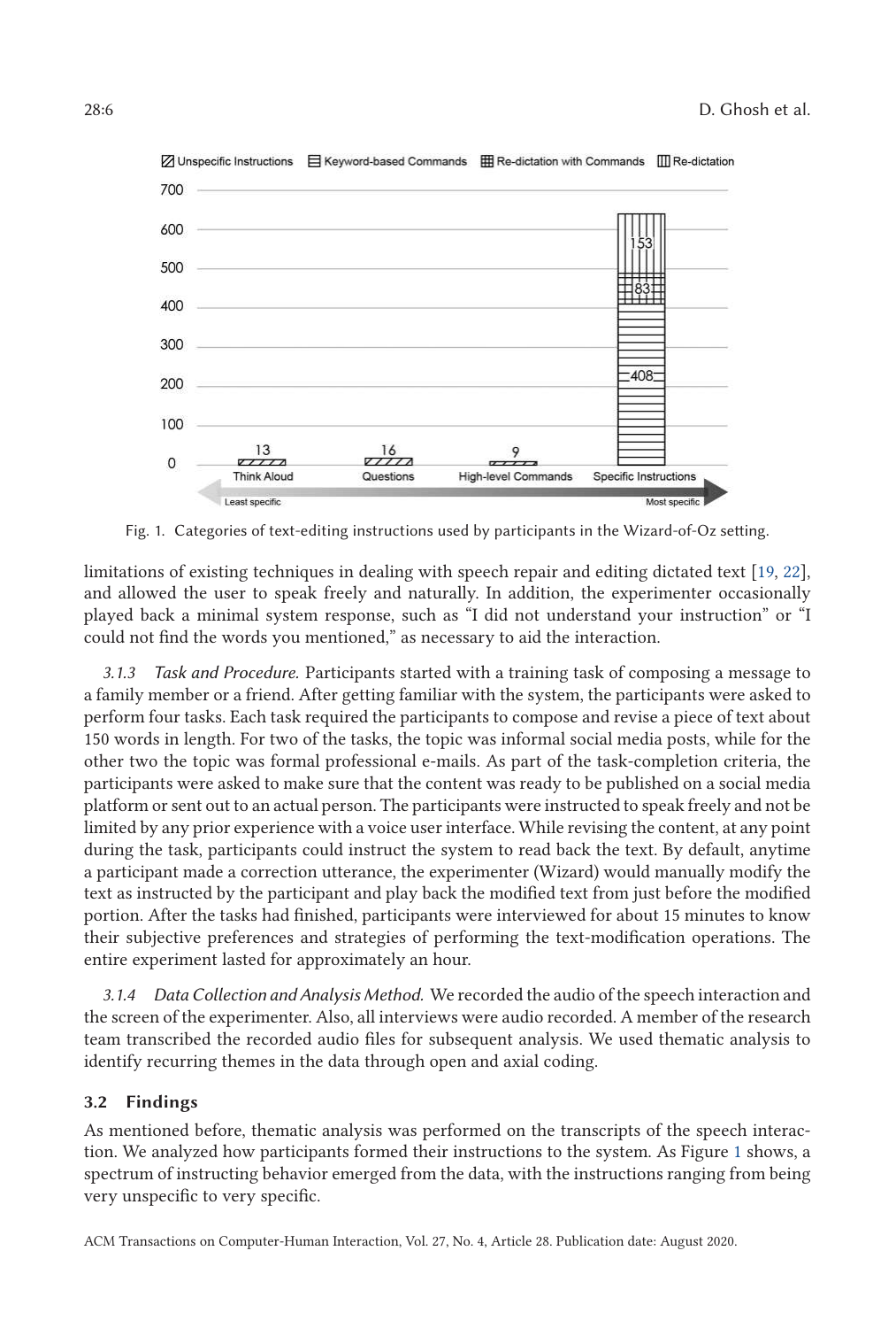Fig. 1. Categories of text-editing instructions used by participants in the Wizard-of-Oz setting.

limitations of existing techniques in dealing with speech repair and editing dictated text [19, 22], and allowed the user to speak freely and naturally. In addition, the experimenter occasionally played back a minimal system response, such as "I did not understand your instruction" or "I could not find the words you mentioned," as necessary to aid the interaction.

*3.1.3 Task and Procedure.* Participants started with a training task of composing a message to a family member or a friend. After getting familiar with the system, the participants were asked to perform four tasks. Each task required the participants to compose and revise a piece of text about 150 words in length. For two of the tasks, the topic was informal social media posts, while for the other two the topic was formal professional e-mails. As part of the task-completion criteria, the participants were asked to make sure that the content was ready to be published on a social media platform or sent out to an actual person. The participants were instructed to speak freely and not be limited by any prior experience with a voice user interface. While revising the content, at any point during the task, participants could instruct the system to read back the text. By default, anytime a participant made a correction utterance, the experimenter (Wizard) would manually modify the text as instructed by the participant and play back the modified text from just before the modified portion. After the tasks had finished, participants were interviewed for about 15 minutes to know their subjective preferences and strategies of performing the text-modification operations. The entire experiment lasted for approximately an hour.

*3.1.4 Data Collection and Analysis Method.* We recorded the audio of the speech interaction and the screen of the experimenter. Also, all interviews were audio recorded. A member of the research team transcribed the recorded audio files for subsequent analysis. We used thematic analysis to identify recurring themes in the data through open and axial coding.

## 3.2 Findings

As mentioned before, thematic analysis was performed on the transcripts of the speech interaction. We analyzed how participants formed their instructions to the system. As Figure 1 shows, a spectrum of instructing behavior emerged from the data, with the instructions ranging from being very unspecific to very specific.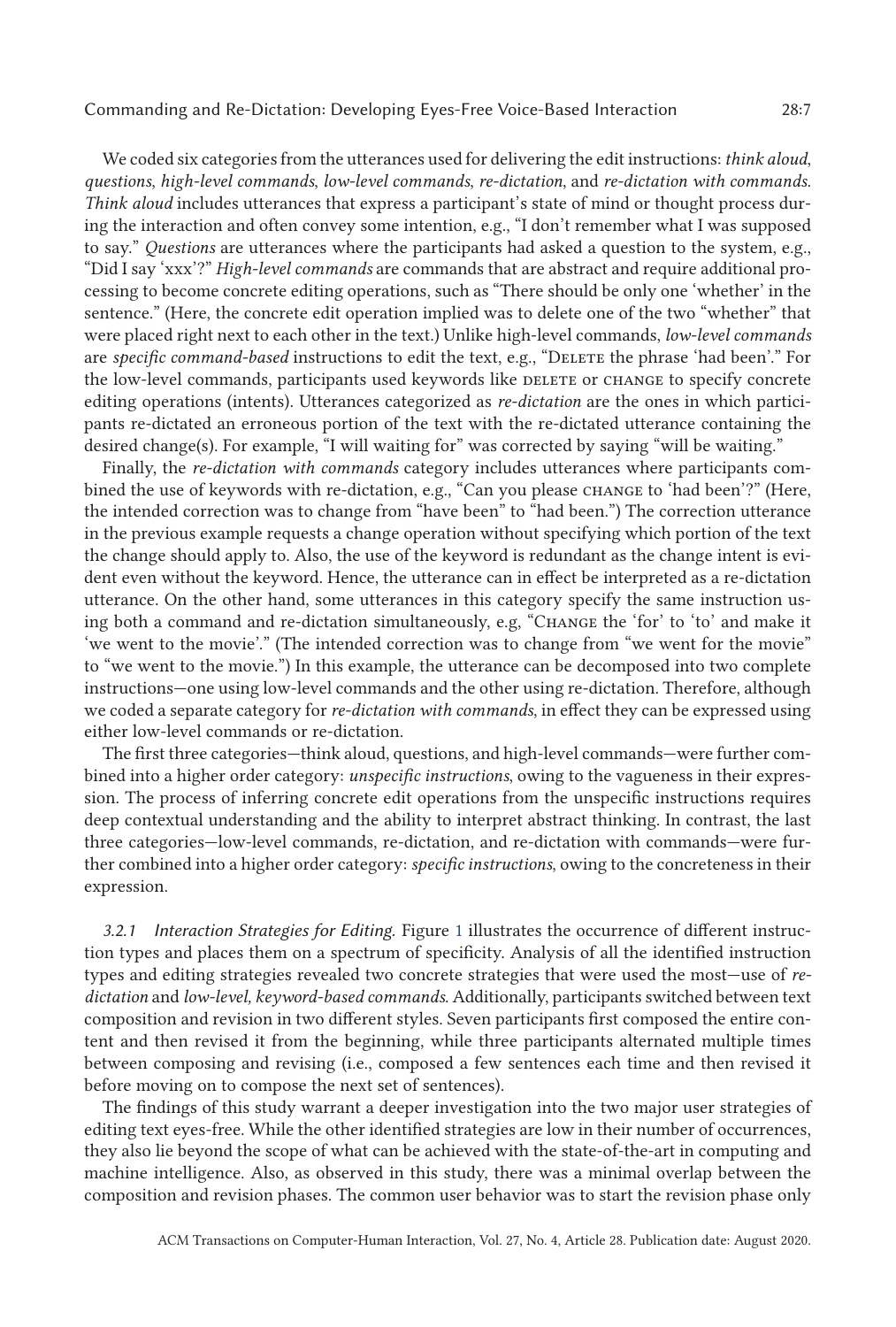We coded six categories from the utterances used for delivering the edit instructions: *think aloud*, *questions*, *high-level commands*, *low-level commands*, *re-dictation*, and *re-dictation with commands*. *Think aloud* includes utterances that express a participant's state of mind or thought process during the interaction and often convey some intention, e.g., "I don't remember what I was supposed to say." *Questions* are utterances where the participants had asked a question to the system, e.g., "Did I say 'xxx'?" *High-level commands* are commands that are abstract and require additional processing to become concrete editing operations, such as "There should be only one 'whether' in the sentence." (Here, the concrete edit operation implied was to delete one of the two "whether" that were placed right next to each other in the text.) Unlike high-level commands, *low-level commands* are *specific command-based* instructions to edit the text, e.g., "DELETE the phrase 'had been'." For the low-level commands, participants used keywords like DELETE or CHANGE to specify concrete editing operations (intents). Utterances categorized as *re-dictation* are the ones in which participants re-dictated an erroneous portion of the text with the re-dictated utterance containing the desired change(s). For example, "I will waiting for" was corrected by saying "will be waiting."

Finally, the *re-dictation with commands* category includes utterances where participants combined the use of keywords with re-dictation, e.g., "Can you please CHANGE to 'had been'?" (Here, the intended correction was to change from "have been" to "had been.") The correction utterance in the previous example requests a change operation without specifying which portion of the text the change should apply to. Also, the use of the keyword is redundant as the change intent is evident even without the keyword. Hence, the utterance can in effect be interpreted as a re-dictation utterance. On the other hand, some utterances in this category specify the same instruction using both a command and re-dictation simultaneously, e.g, "CHANGE the 'for' to 'to' and make it 'we went to the movie'." (The intended correction was to change from "we went for the movie" to "we went to the movie.") In this example, the utterance can be decomposed into two complete instructions—one using low-level commands and the other using re-dictation. Therefore, although we coded a separate category for *re-dictation with commands*, in effect they can be expressed using either low-level commands or re-dictation.

The first three categories—think aloud, questions, and high-level commands—were further combined into a higher order category: *unspecific instructions*, owing to the vagueness in their expression. The process of inferring concrete edit operations from the unspecific instructions requires deep contextual understanding and the ability to interpret abstract thinking. In contrast, the last three categories—low-level commands, re-dictation, and re-dictation with commands—were further combined into a higher order category: *specific instructions*, owing to the concreteness in their expression.

#### 3.2.1 Interaction Strategies for Editing.

Figure 1 illustrates the occurrence of different instruction types and places them on a spectrum of specificity. Analysis of all the identified instruction types and editing strategies revealed two concrete strategies that were used the most—use of *re-dictation* and *low-level, keyword-based commands*. Additionally, participants switched between text composition and revision in two different styles. Seven participants first composed the entire content and then revised it from the beginning, while three participants alternated multiple times between composing and revising (i.e., composed a few sentences each time and then revised it before moving on to compose the next set of sentences).

The findings of this study warrant a deeper investigation into the two major user strategies of editing text eyes-free. While the other identified strategies are low in their number of occurrences, they also lie beyond the scope of what can be achieved with the state-of-the-art in computing and machine intelligence. Also, as observed in this study, there was a minimal overlap between the composition and revision phases. The common user behavior was to start the revision phase only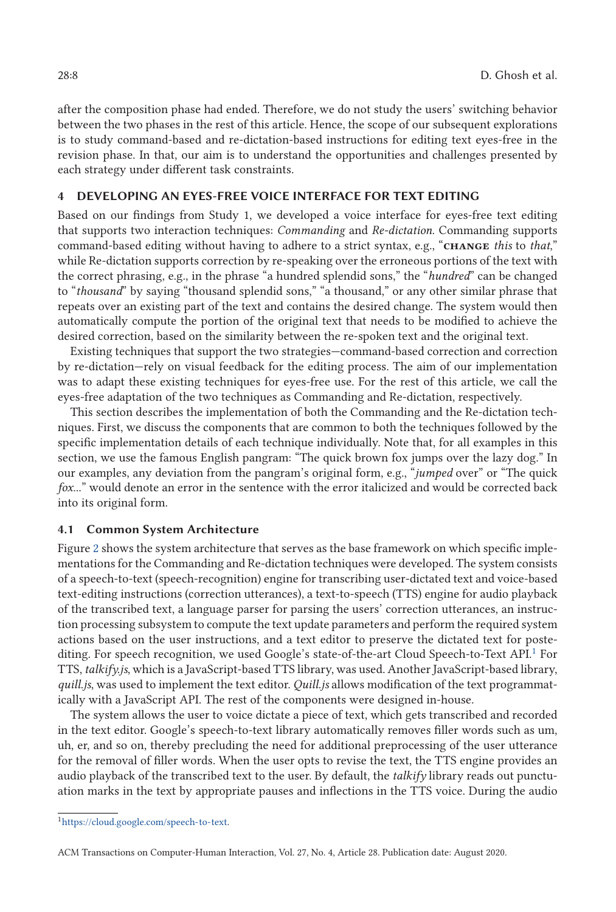after the composition phase had ended. Therefore, we do not study the users' switching behavior between the two phases in the rest of this article. Hence, the scope of our subsequent explorations is to study command-based and re-dictation-based instructions for editing text eyes-free in the revision phase. In that, our aim is to understand the opportunities and challenges presented by each strategy under different task constraints.

## 4 DEVELOPING AN EYES-FREE VOICE INTERFACE FOR TEXT EDITING

Based on our findings from Study 1, we developed a voice interface for eyes-free text editing that supports two interaction techniques: *Commanding* and *Re-dictation*. Commanding supports command-based editing without having to adhere to a strict syntax, e.g., "CHANGE *this* to *that*," while Re-dictation supports correction by re-speaking over the erroneous portions of the text with the correct phrasing, e.g., in the phrase "a hundred splendid sons," the "*hundred*" can be changed to "*thousand*" by saying "thousand splendid sons," "a thousand," or any other similar phrase that repeats over an existing part of the text and contains the desired change. The system would then automatically compute the portion of the original text that needs to be modified to achieve the desired correction, based on the similarity between the re-spoken text and the original text.

Existing techniques that support the two strategies—command-based correction and correction by re-dictation—rely on visual feedback for the editing process. The aim of our implementation was to adapt these existing techniques for eyes-free use. For the rest of this article, we call the eyes-free adaptation of the two techniques as Commanding and Re-dictation, respectively.

This section describes the implementation of both the Commanding and the Re-dictation techniques. First, we discuss the components that are common to both the techniques followed by the specific implementation details of each technique individually. Note that, for all examples in this section, we use the famous English pangram: "The quick brown fox jumps over the lazy dog." In our examples, any deviation from the pangram's original form, e.g., "*jumped* over" or "The quick *fox*..." would denote an error in the sentence with the error italicized and would be corrected back into its original form.

### 4.1 Common System Architecture

Figure 2 shows the system architecture that serves as the base framework on which specific implementations for the Commanding and Re-dictation techniques were developed. The system consists of a speech-to-text (speech-recognition) engine for transcribing user-dictated text and voice-based text-editing instructions (correction utterances), a text-to-speech (TTS) engine for audio playback of the transcribed text, a language parser for parsing the users' correction utterances, an instruction processing subsystem to compute the text update parameters and perform the required system actions based on the user instructions, and a text editor to preserve the dictated text for postediting. For speech recognition, we used Google's state-of-the-art Cloud Speech-to-Text API.[1] For TTS, *talkify.js*, which is a JavaScript-based TTS library, was used. Another JavaScript-based library, *quill.js*, was used to implement the text editor. *Quill.js* allows modification of the text programmatically with a JavaScript API. The rest of the components were designed in-house.

The system allows the user to voice dictate a piece of text, which gets transcribed and recorded in the text editor. Google's speech-to-text library automatically removes filler words such as um, uh, er, and so on, thereby precluding the need for additional preprocessing of the user utterance for the removal of filler words. When the user opts to revise the text, the TTS engine provides an audio playback of the transcribed text to the user. By default, the *talkify* library reads out punctuation marks in the text by appropriate pauses and inflections in the TTS voice. During the audio

[1] https://cloud.google.com/speech-to-text.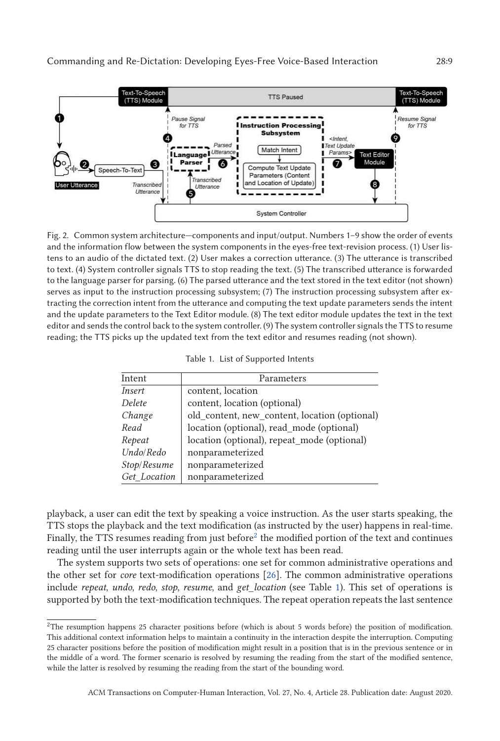Fig. 2. Common system architecture—components and input/output. Numbers 1–9 show the order of events and the information flow between the system components in the eyes-free text-revision process. (1) User listens to an audio of the dictated text. (2) User makes a correction utterance. (3) The utterance is transcribed to text. (4) System controller signals TTS to stop reading the text. (5) The transcribed utterance is forwarded to the language parser for parsing. (6) The parsed utterance and the text stored in the text editor (not shown) serves as input to the instruction processing subsystem; (7) The instruction processing subsystem after extracting the correction intent from the utterance and computing the text update parameters sends the intent and the update parameters to the Text Editor module. (8) The text editor module updates the text in the text editor and sends the control back to the system controller. (9) The system controller signals the TTS to resume reading; the TTS picks up the updated text from the text editor and resumes reading (not shown).

Table 1. List of Supported Intents

| Intent | Parameters |
| --- | --- |
| *Insert* | content, location |
| *Delete* | content, location (optional) |
| *Change* | old_content, new_content, location (optional) |
| *Read* | location (optional), read_mode (optional) |
| *Repeat* | location (optional), repeat_mode (optional) |
| *Undo/Redo* | nonparameterized |
| *Stop/Resume* | nonparameterized |
| *Get_Location* | nonparameterized |

playback, a user can edit the text by speaking a voice instruction. As the user starts speaking, the TTS stops the playback and the text modification (as instructed by the user) happens in real-time. Finally, the TTS resumes reading from just before[2] the modified portion of the text and continues reading until the user interrupts again or the whole text has been read.

The system supports two sets of operations: one set for common administrative operations and the other set for *core* text-modification operations [26]. The common administrative operations include *repeat*, *undo*, *redo*, *stop*, *resume*, and *get_location* (see Table 1). This set of operations is supported by both the text-modification techniques. The repeat operation repeats the last sentence

[2]The resumption happens 25 character positions before (which is about 5 words before) the position of modification. This additional context information helps to maintain a continuity in the interaction despite the interruption. Computing 25 character positions before the position of modification might result in a position that is in the previous sentence or in the middle of a word. The former scenario is resolved by resuming the reading from the start of the modified sentence, while the latter is resolved by resuming the reading from the start of the bounding word.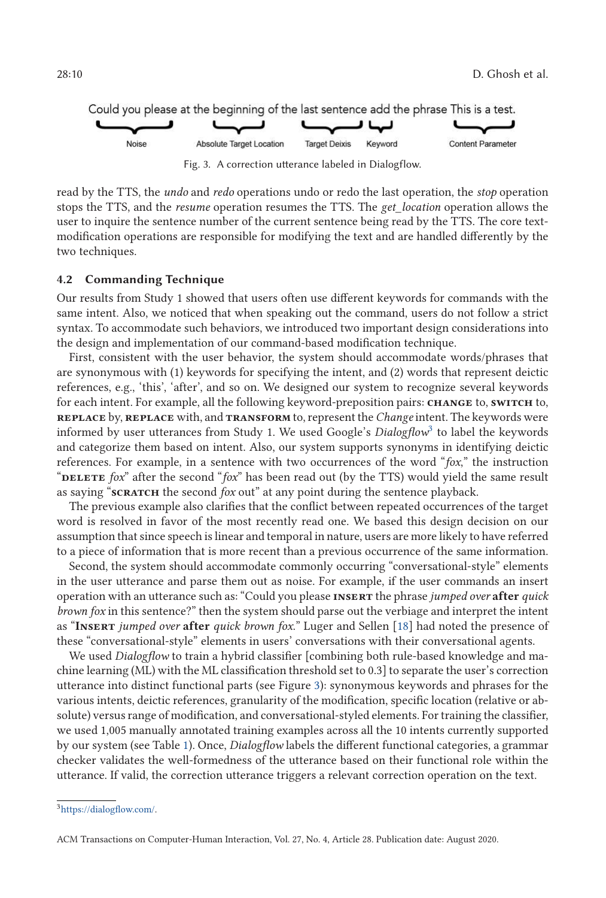Could you please at the beginning of the last sentence add the phrase This is a test.

Noise | Absolute Target Location | Target Deixis | Keyword | Content Parameter

Fig. 3. A correction utterance labeled in Dialogflow.

read by the TTS, the *undo* and *redo* operations undo or redo the last operation, the *stop* operation stops the TTS, and the *resume* operation resumes the TTS. The *get_location* operation allows the user to inquire the sentence number of the current sentence being read by the TTS. The core text-modification operations are responsible for modifying the text and are handled differently by the two techniques.

### 4.2 Commanding Technique

Our results from Study 1 showed that users often use different keywords for commands with the same intent. Also, we noticed that when speaking out the command, users do not follow a strict syntax. To accommodate such behaviors, we introduced two important design considerations into the design and implementation of our command-based modification technique.

First, consistent with the user behavior, the system should accommodate words/phrases that are synonymous with (1) keywords for specifying the intent, and (2) words that represent deictic references, e.g., 'this', 'after', and so on. We designed our system to recognize several keywords for each intent. For example, all the following keyword-preposition pairs: CHANGE to, SWITCH to, REPLACE by, REPLACE with, and TRANSFORM to, represent the *Change* intent. The keywords were informed by user utterances from Study 1. We used Google's *Dialogflow*[3] to label the keywords and categorize them based on intent. Also, our system supports synonyms in identifying deictic references. For example, in a sentence with two occurrences of the word "*fox*," the instruction "DELETE *fox*" after the second "*fox*" has been read out (by the TTS) would yield the same result as saying "SCRATCH the second *fox* out" at any point during the sentence playback.

The previous example also clarifies that the conflict between repeated occurrences of the target word is resolved in favor of the most recently read one. We based this design decision on our assumption that since speech is linear and temporal in nature, users are more likely to have referred to a piece of information that is more recent than a previous occurrence of the same information.

Second, the system should accommodate commonly occurring "conversational-style" elements in the user utterance and parse them out as noise. For example, if the user commands an insert operation with an utterance such as: "Could you please INSERT the phrase *jumped over* **after** *quick brown fox* in this sentence?" then the system should parse out the verbiage and interpret the intent as "INSERT *jumped over* **after** *quick brown fox*." Luger and Sellen [18] had noted the presence of these "conversational-style" elements in users' conversations with their conversational agents.

We used *Dialogflow* to train a hybrid classifier [combining both rule-based knowledge and machine learning (ML) with the ML classification threshold set to 0.3] to separate the user's correction utterance into distinct functional parts (see Figure 3): synonymous keywords and phrases for the various intents, deictic references, granularity of the modification, specific location (relative or absolute) versus range of modification, and conversational-styled elements. For training the classifier, we used 1,005 manually annotated training examples across all the 10 intents currently supported by our system (see Table 1). Once, *Dialogflow* labels the different functional categories, a grammar checker validates the well-formedness of the utterance based on their functional role within the utterance. If valid, the correction utterance triggers a relevant correction operation on the text.

[3] https://dialogflow.com/.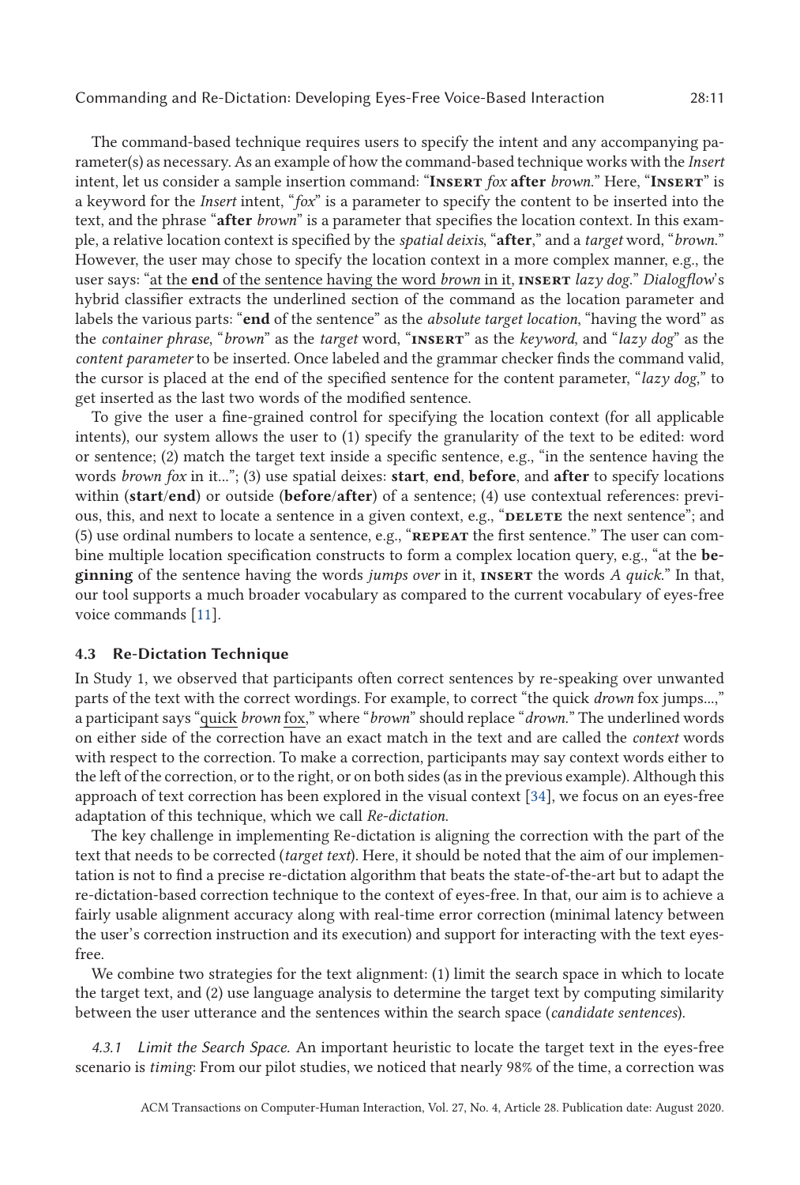The command-based technique requires users to specify the intent and any accompanying parameter(s) as necessary. As an example of how the command-based technique works with the *Insert* intent, let us consider a sample insertion command: "**INSERT** *fox* **after** *brown*." Here, "**INSERT**" is a keyword for the *Insert* intent, "*fox*" is a parameter to specify the content to be inserted into the text, and the phrase "**after** *brown*" is a parameter that specifies the location context. In this example, a relative location context is specified by the *spatial deixis*, "**after**," and a *target* word, "*brown*." However, the user may chose to specify the location context in a more complex manner, e.g., the user says: "<u>at the **end** of the sentence having the word *brown* in it</u>, **INSERT** *lazy dog*." *Dialogflow*'s hybrid classifier extracts the underlined section of the command as the location parameter and labels the various parts: "**end** of the sentence" as the *absolute target location*, "having the word" as the *container phrase*, "*brown*" as the *target* word, "**INSERT**" as the *keyword*, and "*lazy dog*" as the *content parameter* to be inserted. Once labeled and the grammar checker finds the command valid, the cursor is placed at the end of the specified sentence for the content parameter, "*lazy dog*," to get inserted as the last two words of the modified sentence.

To give the user a fine-grained control for specifying the location context (for all applicable intents), our system allows the user to (1) specify the granularity of the text to be edited: word or sentence; (2) match the target text inside a specific sentence, e.g., "in the sentence having the words *brown fox* in it..."; (3) use spatial deixes: **start**, **end**, **before**, and **after** to specify locations within (**start**/**end**) or outside (**before**/**after**) of a sentence; (4) use contextual references: previous, this, and next to locate a sentence in a given context, e.g., "**DELETE** the next sentence"; and (5) use ordinal numbers to locate a sentence, e.g., "**REPEAT** the first sentence." The user can combine multiple location specification constructs to form a complex location query, e.g., "at the **beginning** of the sentence having the words *jumps over* in it, **INSERT** the words *A quick*." In that, our tool supports a much broader vocabulary as compared to the current vocabulary of eyes-free voice commands [11].

### 4.3 Re-Dictation Technique

In Study 1, we observed that participants often correct sentences by re-speaking over unwanted parts of the text with the correct wordings. For example, to correct "the quick *drown* fox jumps...," a participant says "<u>quick</u> *brown* <u>fox</u>," where "*brown*" should replace "*drown*." The underlined words on either side of the correction have an exact match in the text and are called the *context* words with respect to the correction. To make a correction, participants may say context words either to the left of the correction, or to the right, or on both sides (as in the previous example). Although this approach of text correction has been explored in the visual context [34], we focus on an eyes-free adaptation of this technique, which we call *Re-dictation*.

The key challenge in implementing Re-dictation is aligning the correction with the part of the text that needs to be corrected (*target text*). Here, it should be noted that the aim of our implementation is not to find a precise re-dictation algorithm that beats the state-of-the-art but to adapt the re-dictation-based correction technique to the context of eyes-free. In that, our aim is to achieve a fairly usable alignment accuracy along with real-time error correction (minimal latency between the user's correction instruction and its execution) and support for interacting with the text eyes-free.

We combine two strategies for the text alignment: (1) limit the search space in which to locate the target text, and (2) use language analysis to determine the target text by computing similarity between the user utterance and the sentences within the search space (*candidate sentences*).

*4.3.1 Limit the Search Space.* An important heuristic to locate the target text in the eyes-free scenario is *timing*: From our pilot studies, we noticed that nearly 98% of the time, a correction was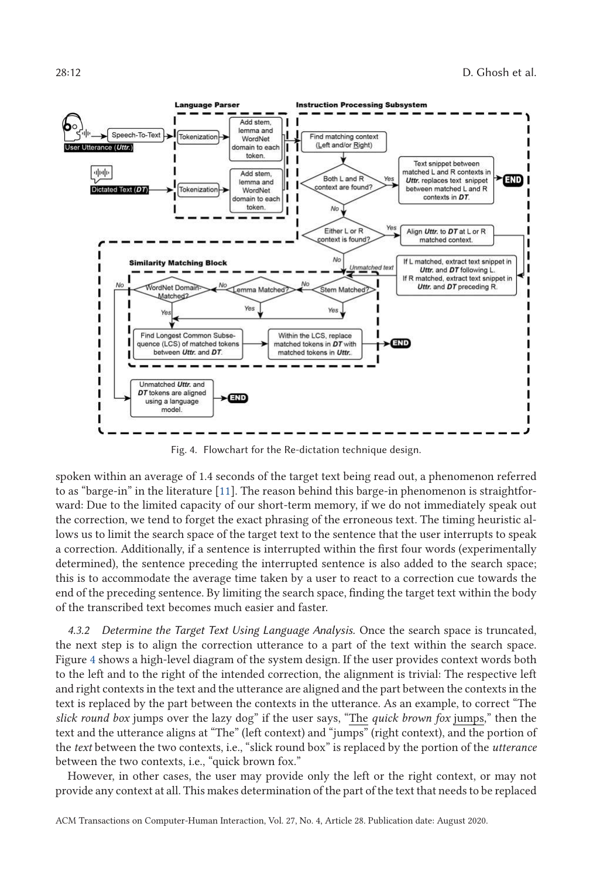Fig. 4. Flowchart for the Re-dictation technique design.

spoken within an average of 1.4 seconds of the target text being read out, a phenomenon referred to as "barge-in" in the literature [11]. The reason behind this barge-in phenomenon is straightforward: Due to the limited capacity of our short-term memory, if we do not immediately speak out the correction, we tend to forget the exact phrasing of the erroneous text. The timing heuristic allows us to limit the search space of the target text to the sentence that the user interrupts to speak a correction. Additionally, if a sentence is interrupted within the first four words (experimentally determined), the sentence preceding the interrupted sentence is also added to the search space; this is to accommodate the average time taken by a user to react to a correction cue towards the end of the preceding sentence. By limiting the search space, finding the target text within the body of the transcribed text becomes much easier and faster.

*4.3.2 Determine the Target Text Using Language Analysis.* Once the search space is truncated, the next step is to align the correction utterance to a part of the text within the search space. Figure 4 shows a high-level diagram of the system design. If the user provides context words both to the left and to the right of the intended correction, the alignment is trivial: The respective left and right contexts in the text and the utterance are aligned and the part between the contexts in the text is replaced by the part between the contexts in the utterance. As an example, to correct "The *slick round box* jumps over the lazy dog" if the user says, "The *quick brown fox* jumps," then the text and the utterance aligns at "The" (left context) and "jumps" (right context), and the portion of the *text* between the two contexts, i.e., "slick round box" is replaced by the portion of the *utterance* between the two contexts, i.e., "quick brown fox."

However, in other cases, the user may provide only the left or the right context, or may not provide any context at all. This makes determination of the part of the text that needs to be replaced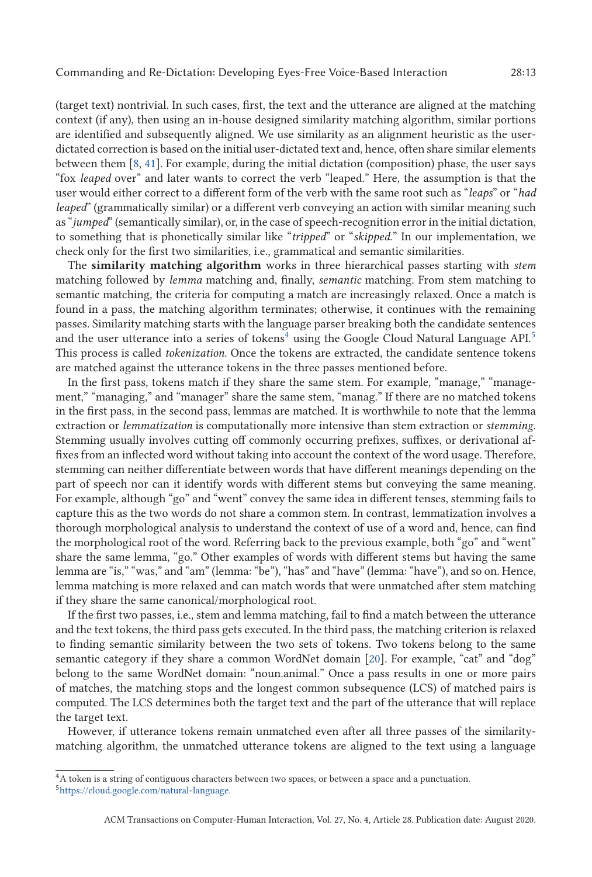(target text) nontrivial. In such cases, first, the text and the utterance are aligned at the matching context (if any), then using an in-house designed similarity matching algorithm, similar portions are identified and subsequently aligned. We use similarity as an alignment heuristic as the user-dictated correction is based on the initial user-dictated text and, hence, often share similar elements between them [8, 41]. For example, during the initial dictation (composition) phase, the user says "fox *leaped* over" and later wants to correct the verb "leaped." Here, the assumption is that the user would either correct to a different form of the verb with the same root such as "*leaps*" or "*had leaped*" (grammatically similar) or a different verb conveying an action with similar meaning such as "*jumped*" (semantically similar), or, in the case of speech-recognition error in the initial dictation, to something that is phonetically similar like "*tripped*" or "*skipped.*" In our implementation, we check only for the first two similarities, i.e., grammatical and semantic similarities.

The **similarity matching algorithm** works in three hierarchical passes starting with *stem* matching followed by *lemma* matching and, finally, *semantic* matching. From stem matching to semantic matching, the criteria for computing a match are increasingly relaxed. Once a match is found in a pass, the matching algorithm terminates; otherwise, it continues with the remaining passes. Similarity matching starts with the language parser breaking both the candidate sentences and the user utterance into a series of tokens[4] using the Google Cloud Natural Language API.[5] This process is called *tokenization.* Once the tokens are extracted, the candidate sentence tokens are matched against the utterance tokens in the three passes mentioned before.

In the first pass, tokens match if they share the same stem. For example, "manage," "management," "managing," and "manager" share the same stem, "manag." If there are no matched tokens in the first pass, in the second pass, lemmas are matched. It is worthwhile to note that the lemma extraction or *lemmatization* is computationally more intensive than stem extraction or *stemming*. Stemming usually involves cutting off commonly occurring prefixes, suffixes, or derivational affixes from an inflected word without taking into account the context of the word usage. Therefore, stemming can neither differentiate between words that have different meanings depending on the part of speech nor can it identify words with different stems but conveying the same meaning. For example, although "go" and "went" convey the same idea in different tenses, stemming fails to capture this as the two words do not share a common stem. In contrast, lemmatization involves a thorough morphological analysis to understand the context of use of a word and, hence, can find the morphological root of the word. Referring back to the previous example, both "go" and "went" share the same lemma, "go." Other examples of words with different stems but having the same lemma are "is," "was," and "am" (lemma: "be"), "has" and "have" (lemma: "have"), and so on. Hence, lemma matching is more relaxed and can match words that were unmatched after stem matching if they share the same canonical/morphological root.

If the first two passes, i.e., stem and lemma matching, fail to find a match between the utterance and the text tokens, the third pass gets executed. In the third pass, the matching criterion is relaxed to finding semantic similarity between the two sets of tokens. Two tokens belong to the same semantic category if they share a common WordNet domain [20]. For example, "cat" and "dog" belong to the same WordNet domain: "noun.animal." Once a pass results in one or more pairs of matches, the matching stops and the longest common subsequence (LCS) of matched pairs is computed. The LCS determines both the target text and the part of the utterance that will replace the target text.

However, if utterance tokens remain unmatched even after all three passes of the similarity-matching algorithm, the unmatched utterance tokens are aligned to the text using a language

---

[4] A token is a string of contiguous characters between two spaces, or between a space and a punctuation.

[5] https://cloud.google.com/natural-language.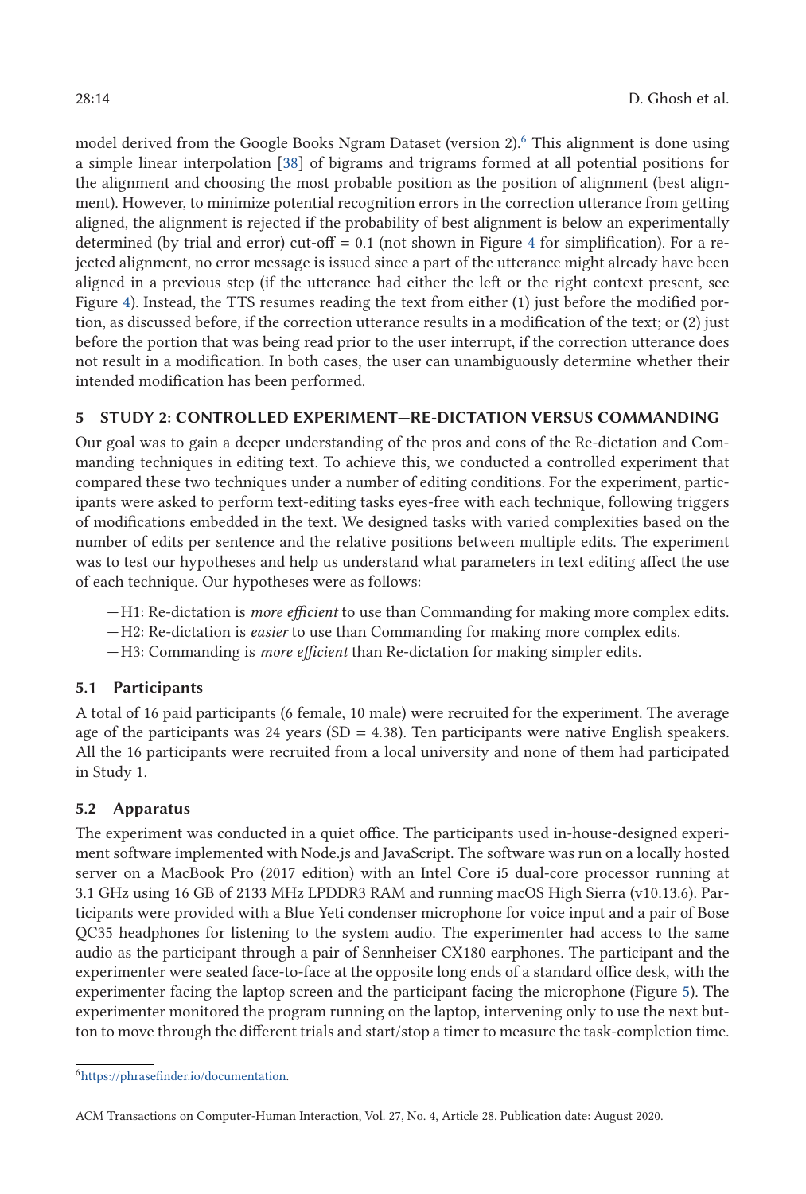model derived from the Google Books Ngram Dataset (version 2).[6] This alignment is done using a simple linear interpolation [38] of bigrams and trigrams formed at all potential positions for the alignment and choosing the most probable position as the position of alignment (best alignment). However, to minimize potential recognition errors in the correction utterance from getting aligned, the alignment is rejected if the probability of best alignment is below an experimentally determined (by trial and error) cut-off = 0.1 (not shown in Figure 4 for simplification). For a rejected alignment, no error message is issued since a part of the utterance might already have been aligned in a previous step (if the utterance had either the left or the right context present, see Figure 4). Instead, the TTS resumes reading the text from either (1) just before the modified portion, as discussed before, if the correction utterance results in a modification of the text; or (2) just before the portion that was being read prior to the user interrupt, if the correction utterance does not result in a modification. In both cases, the user can unambiguously determine whether their intended modification has been performed.

## 5 STUDY 2: CONTROLLED EXPERIMENT—RE-DICTATION VERSUS COMMANDING

Our goal was to gain a deeper understanding of the pros and cons of the Re-dictation and Commanding techniques in editing text. To achieve this, we conducted a controlled experiment that compared these two techniques under a number of editing conditions. For the experiment, participants were asked to perform text-editing tasks eyes-free with each technique, following triggers of modifications embedded in the text. We designed tasks with varied complexities based on the number of edits per sentence and the relative positions between multiple edits. The experiment was to test our hypotheses and help us understand what parameters in text editing affect the use of each technique. Our hypotheses were as follows:

- H1: Re-dictation is *more efficient* to use than Commanding for making more complex edits.
- H2: Re-dictation is *easier* to use than Commanding for making more complex edits.
- H3: Commanding is *more efficient* than Re-dictation for making simpler edits.

### 5.1 Participants

A total of 16 paid participants (6 female, 10 male) were recruited for the experiment. The average age of the participants was 24 years (SD = 4.38). Ten participants were native English speakers. All the 16 participants were recruited from a local university and none of them had participated in Study 1.

### 5.2 Apparatus

The experiment was conducted in a quiet office. The participants used in-house-designed experiment software implemented with Node.js and JavaScript. The software was run on a locally hosted server on a MacBook Pro (2017 edition) with an Intel Core i5 dual-core processor running at 3.1 GHz using 16 GB of 2133 MHz LPDDR3 RAM and running macOS High Sierra (v10.13.6). Participants were provided with a Blue Yeti condenser microphone for voice input and a pair of Bose QC35 headphones for listening to the system audio. The experimenter had access to the same audio as the participant through a pair of Sennheiser CX180 earphones. The participant and the experimenter were seated face-to-face at the opposite long ends of a standard office desk, with the experimenter facing the laptop screen and the participant facing the microphone (Figure 5). The experimenter monitored the program running on the laptop, intervening only to use the next button to move through the different trials and start/stop a timer to measure the task-completion time.

[6] https://phrasefinder.io/documentation.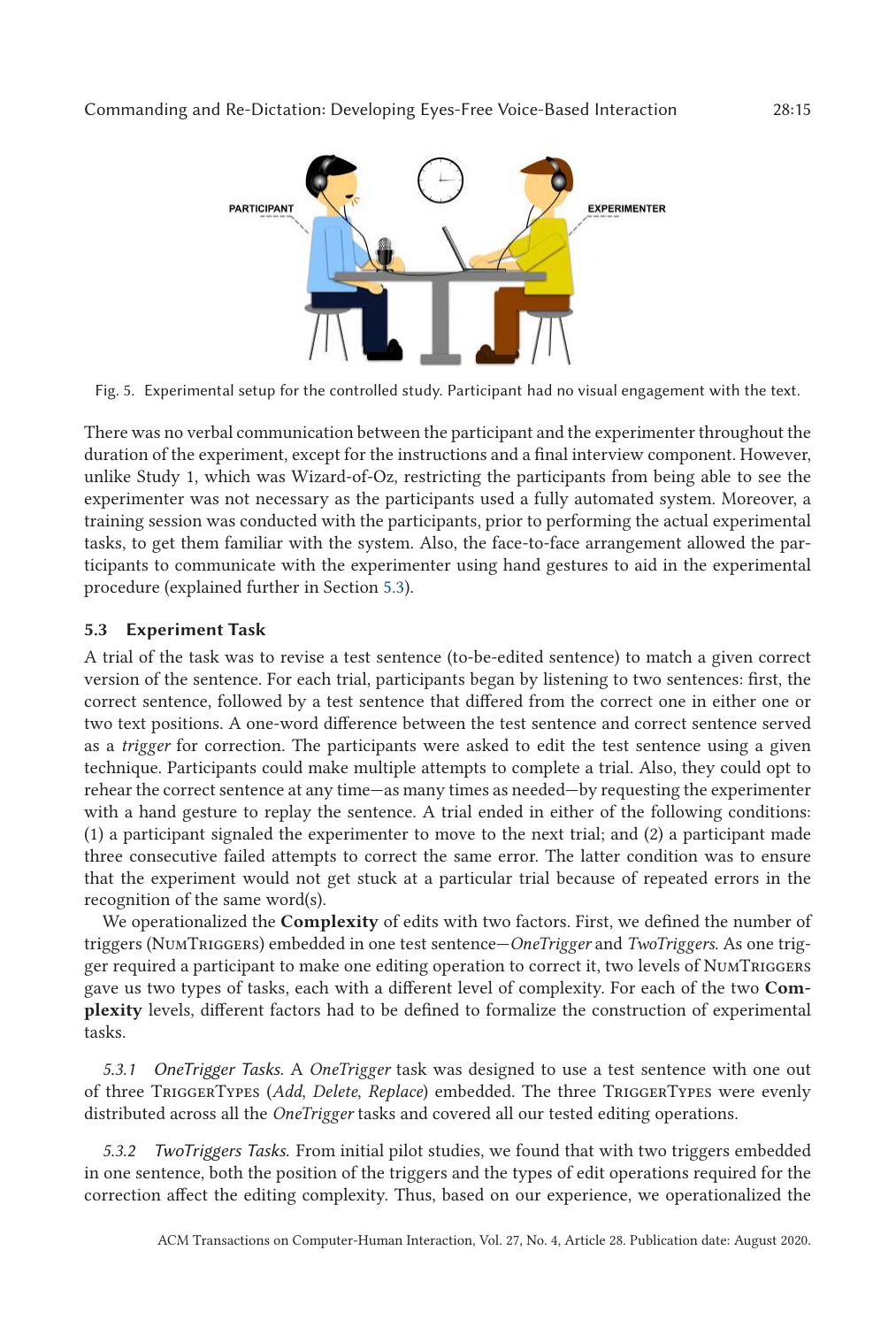Fig. 5. Experimental setup for the controlled study. Participant had no visual engagement with the text.

There was no verbal communication between the participant and the experimenter throughout the duration of the experiment, except for the instructions and a final interview component. However, unlike Study 1, which was Wizard-of-Oz, restricting the participants from being able to see the experimenter was not necessary as the participants used a fully automated system. Moreover, a training session was conducted with the participants, prior to performing the actual experimental tasks, to get them familiar with the system. Also, the face-to-face arrangement allowed the participants to communicate with the experimenter using hand gestures to aid in the experimental procedure (explained further in Section 5.3).

### 5.3 Experiment Task

A trial of the task was to revise a test sentence (to-be-edited sentence) to match a given correct version of the sentence. For each trial, participants began by listening to two sentences: first, the correct sentence, followed by a test sentence that differed from the correct one in either one or two text positions. A one-word difference between the test sentence and correct sentence served as a *trigger* for correction. The participants were asked to edit the test sentence using a given technique. Participants could make multiple attempts to complete a trial. Also, they could opt to rehear the correct sentence at any time—as many times as needed—by requesting the experimenter with a hand gesture to replay the sentence. A trial ended in either of the following conditions: (1) a participant signaled the experimenter to move to the next trial; and (2) a participant made three consecutive failed attempts to correct the same error. The latter condition was to ensure that the experiment would not get stuck at a particular trial because of repeated errors in the recognition of the same word(s).

We operationalized the **Complexity** of edits with two factors. First, we defined the number of triggers (NumTriggers) embedded in one test sentence—*OneTrigger* and *TwoTriggers*. As one trigger required a participant to make one editing operation to correct it, two levels of NumTriggers gave us two types of tasks, each with a different level of complexity. For each of the two **Complexity** levels, different factors had to be defined to formalize the construction of experimental tasks.

#### 5.3.1 *OneTrigger Tasks.* 

A *OneTrigger* task was designed to use a test sentence with one out of three TriggerTypes (*Add*, *Delete*, *Replace*) embedded. The three TriggerTypes were evenly distributed across all the *OneTrigger* tasks and covered all our tested editing operations.

#### 5.3.2 *TwoTriggers Tasks.* 

From initial pilot studies, we found that with two triggers embedded in one sentence, both the position of the triggers and the types of edit operations required for the correction affect the editing complexity. Thus, based on our experience, we operationalized the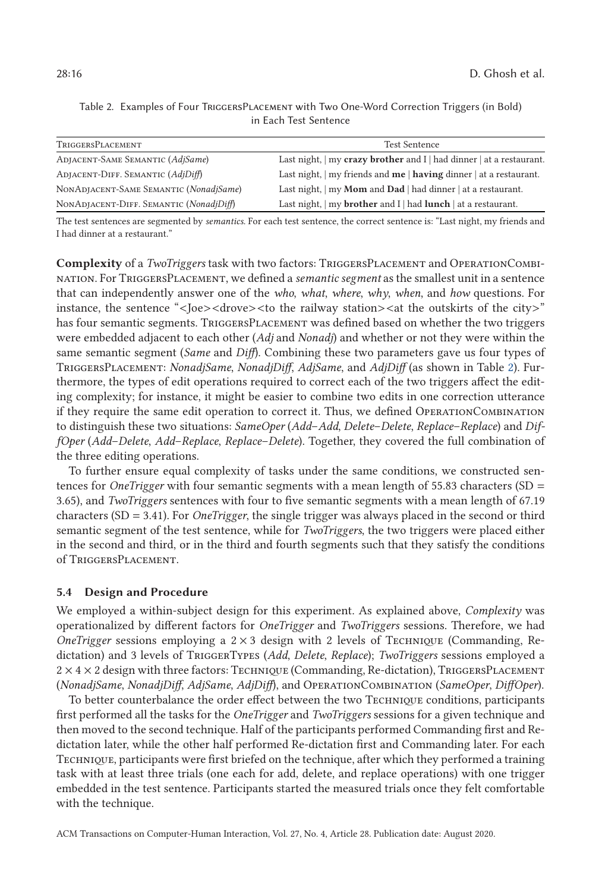Table 2. Examples of Four TriggersPlacement with Two One-Word Correction Triggers (in Bold) in Each Test Sentence

| TriggersPlacement | Test Sentence |
|---|---|
| Adjacent-Same Semantic (*AdjSame*) | Last night, \| my **crazy brother** and I \| had dinner \| at a restaurant. |
| Adjacent-Diff. Semantic (*AdjDiff*) | Last night, \| my friends and **me** \| **having** dinner \| at a restaurant. |
| NonAdjacent-Same Semantic (*NonadjSame*) | Last night, \| my **Mom** and **Dad** \| had dinner \| at a restaurant. |
| NonAdjacent-Diff. Semantic (*NonadjDiff*) | Last night, \| my **brother** and I \| had **lunch** \| at a restaurant. |

The test sentences are segmented by *semantics*. For each test sentence, the correct sentence is: "Last night, my friends and I had dinner at a restaurant."

**Complexity** of a *TwoTriggers* task with two factors: TriggersPlacement and OperationCombination. For TriggersPlacement, we defined a *semantic segment* as the smallest unit in a sentence that can independently answer one of the *who*, *what*, *where*, *why*, *when*, and *how* questions. For instance, the sentence "<Joe><drove><to the railway station><at the outskirts of the city>" has four semantic segments. TriggersPlacement was defined based on whether the two triggers were embedded adjacent to each other (*Adj* and *Nonadj*) and whether or not they were within the same semantic segment (*Same* and *Diff*). Combining these two parameters gave us four types of TriggersPlacement: *NonadjSame*, *NonadjDiff*, *AdjSame*, and *AdjDiff* (as shown in Table 2). Furthermore, the types of edit operations required to correct each of the two triggers affect the editing complexity; for instance, it might be easier to combine two edits in one correction utterance if they require the same edit operation to correct it. Thus, we defined OperationCombination to distinguish these two situations: *SameOper* (*Add–Add*, *Delete–Delete*, *Replace–Replace*) and *DiffOper* (*Add–Delete*, *Add–Replace*, *Replace–Delete*). Together, they covered the full combination of the three editing operations.

To further ensure equal complexity of tasks under the same conditions, we constructed sentences for *OneTrigger* with four semantic segments with a mean length of 55.83 characters (SD = 3.65), and *TwoTriggers* sentences with four to five semantic segments with a mean length of 67.19 characters (SD = 3.41). For *OneTrigger*, the single trigger was always placed in the second or third semantic segment of the test sentence, while for *TwoTriggers*, the two triggers were placed either in the second and third, or in the third and fourth segments such that they satisfy the conditions of TriggersPlacement.

### 5.4 Design and Procedure

We employed a within-subject design for this experiment. As explained above, *Complexity* was operationalized by different factors for *OneTrigger* and *TwoTriggers* sessions. Therefore, we had *OneTrigger* sessions employing a $2 \times 3$ design with 2 levels of Technique (Commanding, Re-dictation) and 3 levels of TriggerTypes (*Add*, *Delete*, *Replace*); *TwoTriggers* sessions employed a $2 \times 4 \times 2$ design with three factors: Technique (Commanding, Re-dictation), TriggersPlacement (*NonadjSame*, *NonadjDiff*, *AdjSame*, *AdjDiff*), and OperationCombination (*SameOper*, *DiffOper*).

To better counterbalance the order effect between the two Technique conditions, participants first performed all the tasks for the *OneTrigger* and *TwoTriggers* sessions for a given technique and then moved to the second technique. Half of the participants performed Commanding first and Re-dictation later, while the other half performed Re-dictation first and Commanding later. For each Technique, participants were first briefed on the technique, after which they performed a training task with at least three trials (one each for add, delete, and replace operations) with one trigger embedded in the test sentence. Participants started the measured trials once they felt comfortable with the technique.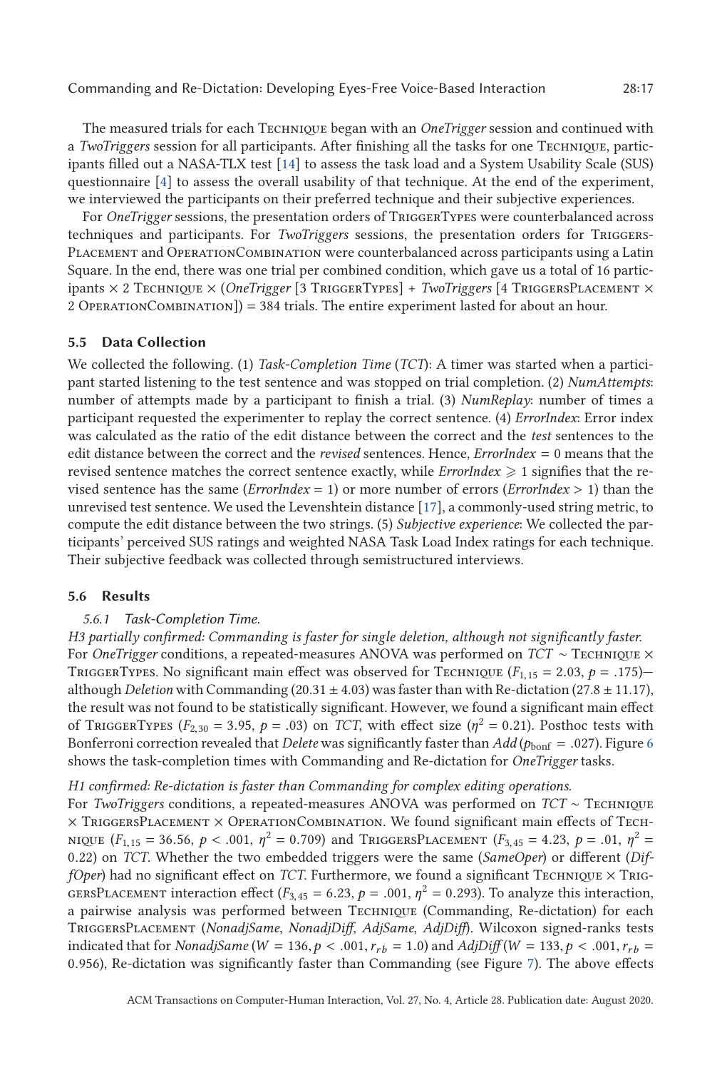The measured trials for each Technique began with an *OneTrigger* session and continued with a *TwoTriggers* session for all participants. After finishing all the tasks for one Technique, participants filled out a NASA-TLX test [14] to assess the task load and a System Usability Scale (SUS) questionnaire [4] to assess the overall usability of that technique. At the end of the experiment, we interviewed the participants on their preferred technique and their subjective experiences.

For *OneTrigger* sessions, the presentation orders of TriggerTypes were counterbalanced across techniques and participants. For *TwoTriggers* sessions, the presentation orders for TriggersPlacement and OperationCombination were counterbalanced across participants using a Latin Square. In the end, there was one trial per combined condition, which gave us a total of 16 participants × 2 Technique × (*OneTrigger* [3 TriggerTypes] + *TwoTriggers* [4 TriggersPlacement × 2 OperationCombination]) = 384 trials. The entire experiment lasted for about an hour.

### 5.5 Data Collection

We collected the following. (1) *Task-Completion Time* (*TCT*): A timer was started when a participant started listening to the test sentence and was stopped on trial completion. (2) *NumAttempts*: number of attempts made by a participant to finish a trial. (3) *NumReplay*: number of times a participant requested the experimenter to replay the correct sentence. (4) *ErrorIndex*: Error index was calculated as the ratio of the edit distance between the correct and the *test* sentences to the edit distance between the correct and the *revised* sentences. Hence, *ErrorIndex* = 0 means that the revised sentence matches the correct sentence exactly, while *ErrorIndex* $\geqslant 1$ signifies that the revised sentence has the same (*ErrorIndex* = 1) or more number of errors (*ErrorIndex* > 1) than the unrevised test sentence. We used the Levenshtein distance [17], a commonly-used string metric, to compute the edit distance between the two strings. (5) *Subjective experience*: We collected the participants' perceived SUS ratings and weighted NASA Task Load Index ratings for each technique. Their subjective feedback was collected through semistructured interviews.

### 5.6 Results

#### 5.6.1 Task-Completion Time.

*H3 partially confirmed: Commanding is faster for single deletion, although not significantly faster.* For *OneTrigger* conditions, a repeated-measures ANOVA was performed on *TCT* ~ Technique × TriggerTypes. No significant main effect was observed for Technique ($F_{1,15} = 2.03$, $p = .175$)—although *Deletion* with Commanding ($20.31 \pm 4.03$) was faster than with Re-dictation ($27.8 \pm 11.17$), the result was not found to be statistically significant. However, we found a significant main effect of TriggerTypes ($F_{2,30} = 3.95$, $p = .03$) on *TCT*, with effect size ($\eta^2 = 0.21$). Posthoc tests with Bonferroni correction revealed that *Delete* was significantly faster than *Add* ($p_{\text{bonf}} = .027$). Figure 6 shows the task-completion times with Commanding and Re-dictation for *OneTrigger* tasks.

*H1 confirmed: Re-dictation is faster than Commanding for complex editing operations.* For *TwoTriggers* conditions, a repeated-measures ANOVA was performed on *TCT* ~ Technique × TriggersPlacement × OperationCombination. We found significant main effects of Technique ($F_{1,15} = 36.56$, $p < .001$, $\eta^2 = 0.709$) and TriggersPlacement ($F_{3,45} = 4.23$, $p = .01$, $\eta^2 = 0.22$) on *TCT*. Whether the two embedded triggers were the same (*SameOper*) or different (*DiffOper*) had no significant effect on *TCT*. Furthermore, we found a significant Technique × TriggersPlacement interaction effect ($F_{3,45} = 6.23$, $p = .001$, $\eta^2 = 0.293$). To analyze this interaction, a pairwise analysis was performed between Technique (Commanding, Re-dictation) for each TriggersPlacement (*NonadjSame*, *NonadjDiff*, *AdjSame*, *AdjDiff*). Wilcoxon signed-ranks tests indicated that for *NonadjSame* ($W = 136, p < .001, r_{rb} = 1.0$) and *AdjDiff* ($W = 133, p < .001, r_{rb} = 0.956$), Re-dictation was significantly faster than Commanding (see Figure 7). The above effects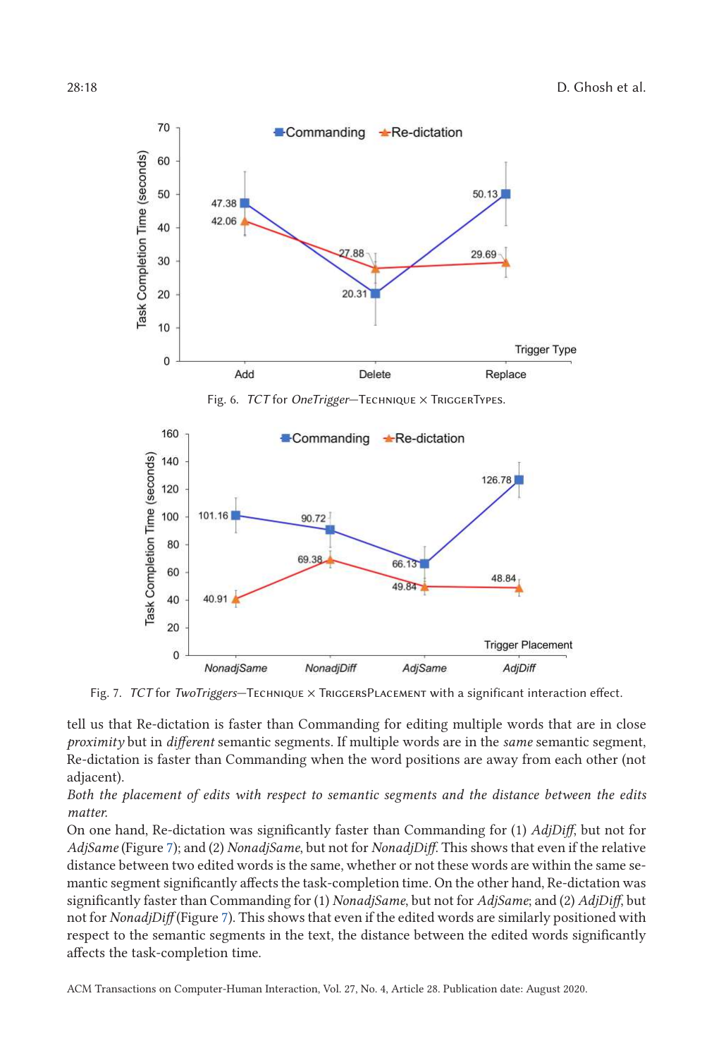Fig. 6. *TCT* for *OneTrigger*—Technique × TriggerTypes.

Fig. 7. *TCT* for *TwoTriggers*—Technique × TriggersPlacement with a significant interaction effect.

tell us that Re-dictation is faster than Commanding for editing multiple words that are in close *proximity* but in *different* semantic segments. If multiple words are in the *same* semantic segment, Re-dictation is faster than Commanding when the word positions are away from each other (not adjacent).

*Both the placement of edits with respect to semantic segments and the distance between the edits matter.*

On one hand, Re-dictation was significantly faster than Commanding for (1) *AdjDiff*, but not for *AdjSame* (Figure 7); and (2) *NonadjSame*, but not for *NonadjDiff*. This shows that even if the relative distance between two edited words is the same, whether or not these words are within the same semantic segment significantly affects the task-completion time. On the other hand, Re-dictation was significantly faster than Commanding for (1) *NonadjSame*, but not for *AdjSame*; and (2) *AdjDiff*, but not for *NonadjDiff* (Figure 7). This shows that even if the edited words are similarly positioned with respect to the semantic segments in the text, the distance between the edited words significantly affects the task-completion time.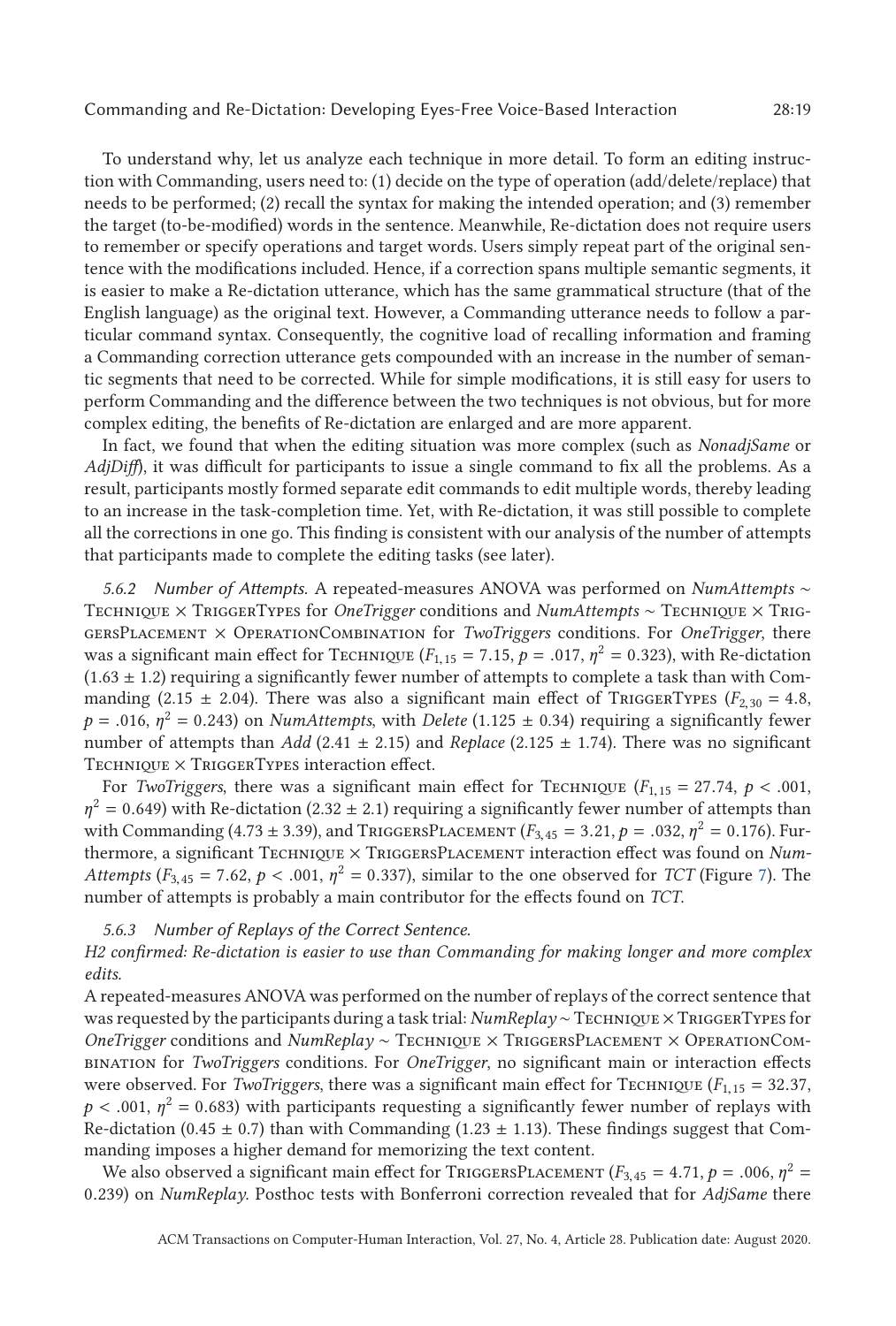To understand why, let us analyze each technique in more detail. To form an editing instruction with Commanding, users need to: (1) decide on the type of operation (add/delete/replace) that needs to be performed; (2) recall the syntax for making the intended operation; and (3) remember the target (to-be-modified) words in the sentence. Meanwhile, Re-dictation does not require users to remember or specify operations and target words. Users simply repeat part of the original sentence with the modifications included. Hence, if a correction spans multiple semantic segments, it is easier to make a Re-dictation utterance, which has the same grammatical structure (that of the English language) as the original text. However, a Commanding utterance needs to follow a particular command syntax. Consequently, the cognitive load of recalling information and framing a Commanding correction utterance gets compounded with an increase in the number of semantic segments that need to be corrected. While for simple modifications, it is still easy for users to perform Commanding and the difference between the two techniques is not obvious, but for more complex editing, the benefits of Re-dictation are enlarged and are more apparent.

In fact, we found that when the editing situation was more complex (such as *NonadjSame* or *AdjDiff*), it was difficult for participants to issue a single command to fix all the problems. As a result, participants mostly formed separate edit commands to edit multiple words, thereby leading to an increase in the task-completion time. Yet, with Re-dictation, it was still possible to complete all the corrections in one go. This finding is consistent with our analysis of the number of attempts that participants made to complete the editing tasks (see later).

*5.6.2 Number of Attempts.* A repeated-measures ANOVA was performed on *NumAttempts* ∼ Technique × TriggerTypes for *OneTrigger* conditions and *NumAttempts* ∼ Technique × TriggersPlacement × OperationCombination for *TwoTriggers* conditions. For *OneTrigger*, there was a significant main effect for Technique ($F_{1,15} = 7.15$, $p = .017$, $\eta^2 = 0.323$), with Re-dictation ($1.63 \pm 1.2$) requiring a significantly fewer number of attempts to complete a task than with Commanding ($2.15 \pm 2.04$). There was also a significant main effect of TriggerTypes ($F_{2,30} = 4.8$, $p = .016$, $\eta^2 = 0.243$) on *NumAttempts*, with *Delete* ($1.125 \pm 0.34$) requiring a significantly fewer number of attempts than *Add* ($2.41 \pm 2.15$) and *Replace* ($2.125 \pm 1.74$). There was no significant Technique × TriggerTypes interaction effect.

For *TwoTriggers*, there was a significant main effect for Technique ($F_{1,15} = 27.74$, $p < .001$, $\eta^2 = 0.649$) with Re-dictation ($2.32 \pm 2.1$) requiring a significantly fewer number of attempts than with Commanding ($4.73 \pm 3.39$), and TriggersPlacement ($F_{3,45} = 3.21$, $p = .032$, $\eta^2 = 0.176$). Furthermore, a significant Technique × TriggersPlacement interaction effect was found on *NumAttempts* ($F_{3,45} = 7.62$, $p < .001$, $\eta^2 = 0.337$), similar to the one observed for *TCT* (Figure 7). The number of attempts is probably a main contributor for the effects found on *TCT*.

*5.6.3 Number of Replays of the Correct Sentence.*

*H2 confirmed: Re-dictation is easier to use than Commanding for making longer and more complex edits.*

A repeated-measures ANOVA was performed on the number of replays of the correct sentence that was requested by the participants during a task trial: *NumReplay* ∼ Technique × TriggerTypes for *OneTrigger* conditions and *NumReplay* ∼ Technique × TriggersPlacement × OperationCombination for *TwoTriggers* conditions. For *OneTrigger*, no significant main or interaction effects were observed. For *TwoTriggers*, there was a significant main effect for Technique ($F_{1,15} = 32.37$, $p < .001$, $\eta^2 = 0.683$) with participants requesting a significantly fewer number of replays with Re-dictation ($0.45 \pm 0.7$) than with Commanding ($1.23 \pm 1.13$). These findings suggest that Commanding imposes a higher demand for memorizing the text content.

We also observed a significant main effect for TriggersPlacement ($F_{3,45} = 4.71$, $p = .006$, $\eta^2 = 0.239$) on *NumReplay*. Posthoc tests with Bonferroni correction revealed that for *AdjSame* there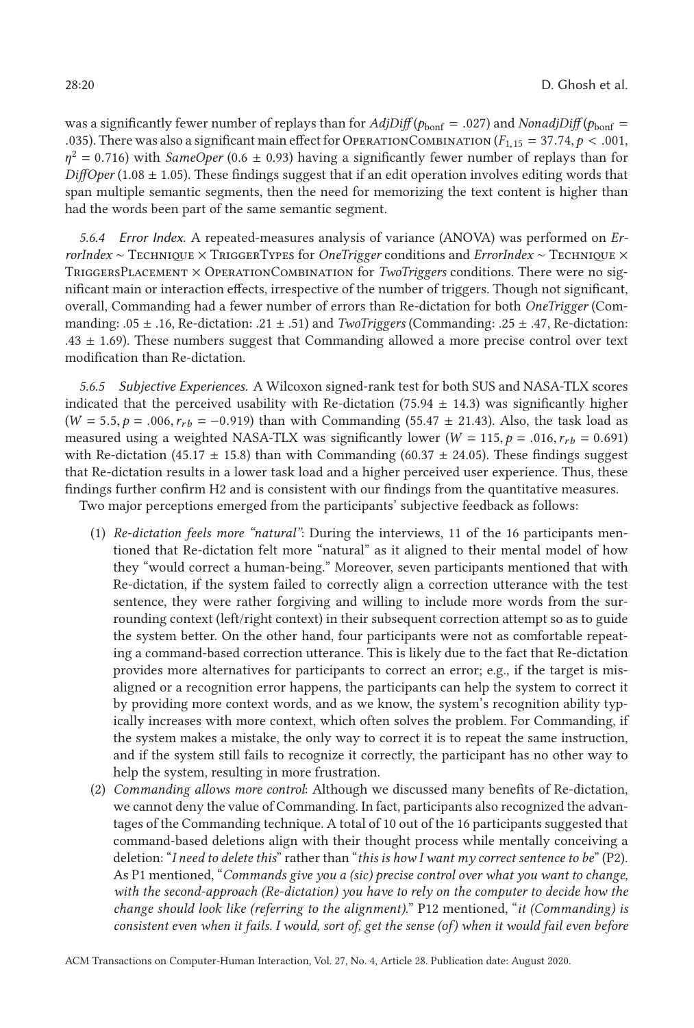was a significantly fewer number of replays than for *AdjDiff* ($p_{\text{bonf}} = .027$) and *NonadjDiff* ($p_{\text{bonf}} = .035$). There was also a significant main effect for OperationCombination ($F_{1,15} = 37.74, p < .001, \eta^2 = 0.716$) with *SameOper* (0.6 ± 0.93) having a significantly fewer number of replays than for *DiffOper* (1.08 ± 1.05). These findings suggest that if an edit operation involves editing words that span multiple semantic segments, then the need for memorizing the text content is higher than had the words been part of the same semantic segment.

*5.6.4 Error Index.* A repeated-measures analysis of variance (ANOVA) was performed on *ErrorIndex* ~ Technique × TriggerTypes for *OneTrigger* conditions and *ErrorIndex* ~ Technique × TriggersPlacement × OperationCombination for *TwoTriggers* conditions. There were no significant main or interaction effects, irrespective of the number of triggers. Though not significant, overall, Commanding had a fewer number of errors than Re-dictation for both *OneTrigger* (Commanding: .05 ± .16, Re-dictation: .21 ± .51) and *TwoTriggers* (Commanding: .25 ± .47, Re-dictation: .43 ± 1.69). These numbers suggest that Commanding allowed a more precise control over text modification than Re-dictation.

*5.6.5 Subjective Experiences.* A Wilcoxon signed-rank test for both SUS and NASA-TLX scores indicated that the perceived usability with Re-dictation (75.94 ± 14.3) was significantly higher ($W = 5.5, p = .006, r_{rb} = -0.919$) than with Commanding (55.47 ± 21.43). Also, the task load as measured using a weighted NASA-TLX was significantly lower ($W = 115, p = .016, r_{rb} = 0.691$) with Re-dictation (45.17 ± 15.8) than with Commanding (60.37 ± 24.05). These findings suggest that Re-dictation results in a lower task load and a higher perceived user experience. Thus, these findings further confirm H2 and is consistent with our findings from the quantitative measures.

Two major perceptions emerged from the participants' subjective feedback as follows:

(1) *Re-dictation feels more "natural"*: During the interviews, 11 of the 16 participants mentioned that Re-dictation felt more "natural" as it aligned to their mental model of how they "would correct a human-being." Moreover, seven participants mentioned that with Re-dictation, if the system failed to correctly align a correction utterance with the test sentence, they were rather forgiving and willing to include more words from the surrounding context (left/right context) in their subsequent correction attempt so as to guide the system better. On the other hand, four participants were not as comfortable repeating a command-based correction utterance. This is likely due to the fact that Re-dictation provides more alternatives for participants to correct an error; e.g., if the target is misaligned or a recognition error happens, the participants can help the system to correct it by providing more context words, and as we know, the system's recognition ability typically increases with more context, which often solves the problem. For Commanding, if the system makes a mistake, the only way to correct it is to repeat the same instruction, and if the system still fails to recognize it correctly, the participant has no other way to help the system, resulting in more frustration.

(2) *Commanding allows more control*: Although we discussed many benefits of Re-dictation, we cannot deny the value of Commanding. In fact, participants also recognized the advantages of the Commanding technique. A total of 10 out of the 16 participants suggested that command-based deletions align with their thought process while mentally conceiving a deletion: "*I need to delete this*" rather than "*this is how I want my correct sentence to be*" (P2). As P1 mentioned, "*Commands give you a (sic) precise control over what you want to change, with the second-approach (Re-dictation) you have to rely on the computer to decide how the change should look like (referring to the alignment).*" P12 mentioned, "*it (Commanding) is consistent even when it fails. I would, sort of, get the sense (of) when it would fail even before*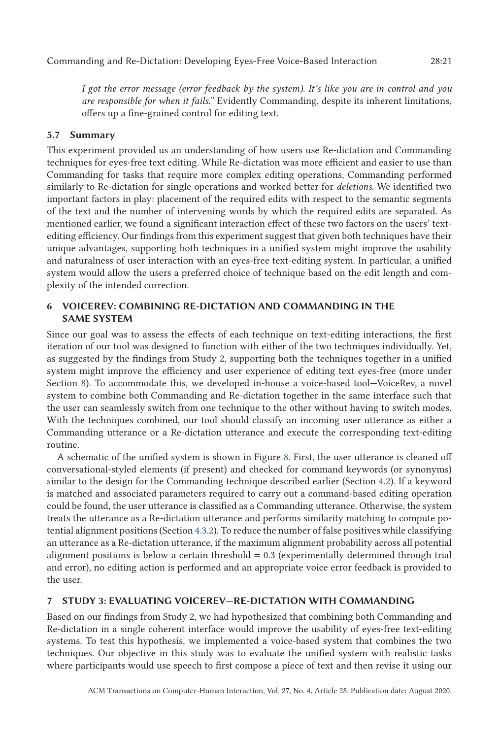*I got the error message (error feedback by the system). It's like you are in control and you are responsible for when it fails.*" Evidently Commanding, despite its inherent limitations, offers up a fine-grained control for editing text.

### 5.7 Summary

This experiment provided us an understanding of how users use Re-dictation and Commanding techniques for eyes-free text editing. While Re-dictation was more efficient and easier to use than Commanding for tasks that require more complex editing operations, Commanding performed similarly to Re-dictation for single operations and worked better for *deletions*. We identified two important factors in play: placement of the required edits with respect to the semantic segments of the text and the number of intervening words by which the required edits are separated. As mentioned earlier, we found a significant interaction effect of these two factors on the users' text-editing efficiency. Our findings from this experiment suggest that given both techniques have their unique advantages, supporting both techniques in a unified system might improve the usability and naturalness of user interaction with an eyes-free text-editing system. In particular, a unified system would allow the users a preferred choice of technique based on the edit length and complexity of the intended correction.

## 6 VOICEREV: COMBINING RE-DICTATION AND COMMANDING IN THE SAME SYSTEM

Since our goal was to assess the effects of each technique on text-editing interactions, the first iteration of our tool was designed to function with either of the two techniques individually. Yet, as suggested by the findings from Study 2, supporting both the techniques together in a unified system might improve the efficiency and user experience of editing text eyes-free (more under Section 8). To accommodate this, we developed in-house a voice-based tool—VoiceRev, a novel system to combine both Commanding and Re-dictation together in the same interface such that the user can seamlessly switch from one technique to the other without having to switch modes. With the techniques combined, our tool should classify an incoming user utterance as either a Commanding utterance or a Re-dictation utterance and execute the corresponding text-editing routine.

A schematic of the unified system is shown in Figure 8. First, the user utterance is cleaned off conversational-styled elements (if present) and checked for command keywords (or synonyms) similar to the design for the Commanding technique described earlier (Section 4.2). If a keyword is matched and associated parameters required to carry out a command-based editing operation could be found, the user utterance is classified as a Commanding utterance. Otherwise, the system treats the utterance as a Re-dictation utterance and performs similarity matching to compute potential alignment positions (Section 4.3.2). To reduce the number of false positives while classifying an utterance as a Re-dictation utterance, if the maximum alignment probability across all potential alignment positions is below a certain threshold = 0.3 (experimentally determined through trial and error), no editing action is performed and an appropriate voice error feedback is provided to the user.

## 7 STUDY 3: EVALUATING VOICEREV—RE-DICTATION WITH COMMANDING

Based on our findings from Study 2, we had hypothesized that combining both Commanding and Re-dictation in a single coherent interface would improve the usability of eyes-free text-editing systems. To test this hypothesis, we implemented a voice-based system that combines the two techniques. Our objective in this study was to evaluate the unified system with realistic tasks where participants would use speech to first compose a piece of text and then revise it using our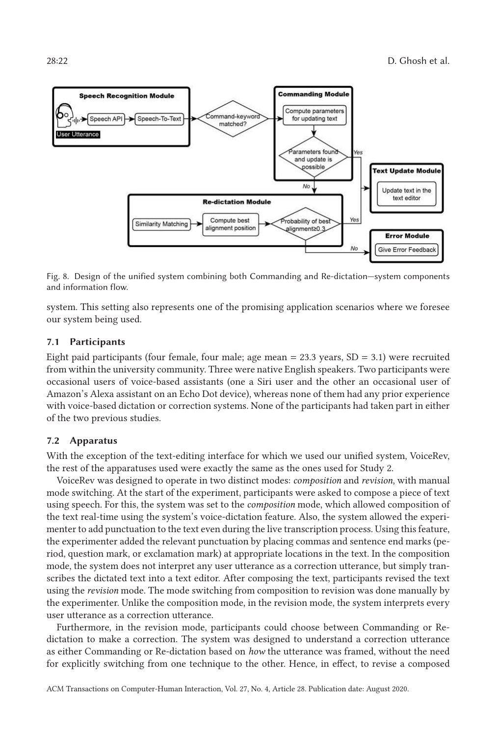Fig. 8. Design of the unified system combining both Commanding and Re-dictation—system components and information flow.

system. This setting also represents one of the promising application scenarios where we foresee our system being used.

### 7.1 Participants

Eight paid participants (four female, four male; age mean = 23.3 years, SD = 3.1) were recruited from within the university community. Three were native English speakers. Two participants were occasional users of voice-based assistants (one a Siri user and the other an occasional user of Amazon's Alexa assistant on an Echo Dot device), whereas none of them had any prior experience with voice-based dictation or correction systems. None of the participants had taken part in either of the two previous studies.

### 7.2 Apparatus

With the exception of the text-editing interface for which we used our unified system, VoiceRev, the rest of the apparatuses used were exactly the same as the ones used for Study 2.

VoiceRev was designed to operate in two distinct modes: *composition* and *revision*, with manual mode switching. At the start of the experiment, participants were asked to compose a piece of text using speech. For this, the system was set to the *composition* mode, which allowed composition of the text real-time using the system's voice-dictation feature. Also, the system allowed the experimenter to add punctuation to the text even during the live transcription process. Using this feature, the experimenter added the relevant punctuation by placing commas and sentence end marks (period, question mark, or exclamation mark) at appropriate locations in the text. In the composition mode, the system does not interpret any user utterance as a correction utterance, but simply transcribes the dictated text into a text editor. After composing the text, participants revised the text using the *revision* mode. The mode switching from composition to revision was done manually by the experimenter. Unlike the composition mode, in the revision mode, the system interprets every user utterance as a correction utterance.

Furthermore, in the revision mode, participants could choose between Commanding or Re-dictation to make a correction. The system was designed to understand a correction utterance as either Commanding or Re-dictation based on *how* the utterance was framed, without the need for explicitly switching from one technique to the other. Hence, in effect, to revise a composed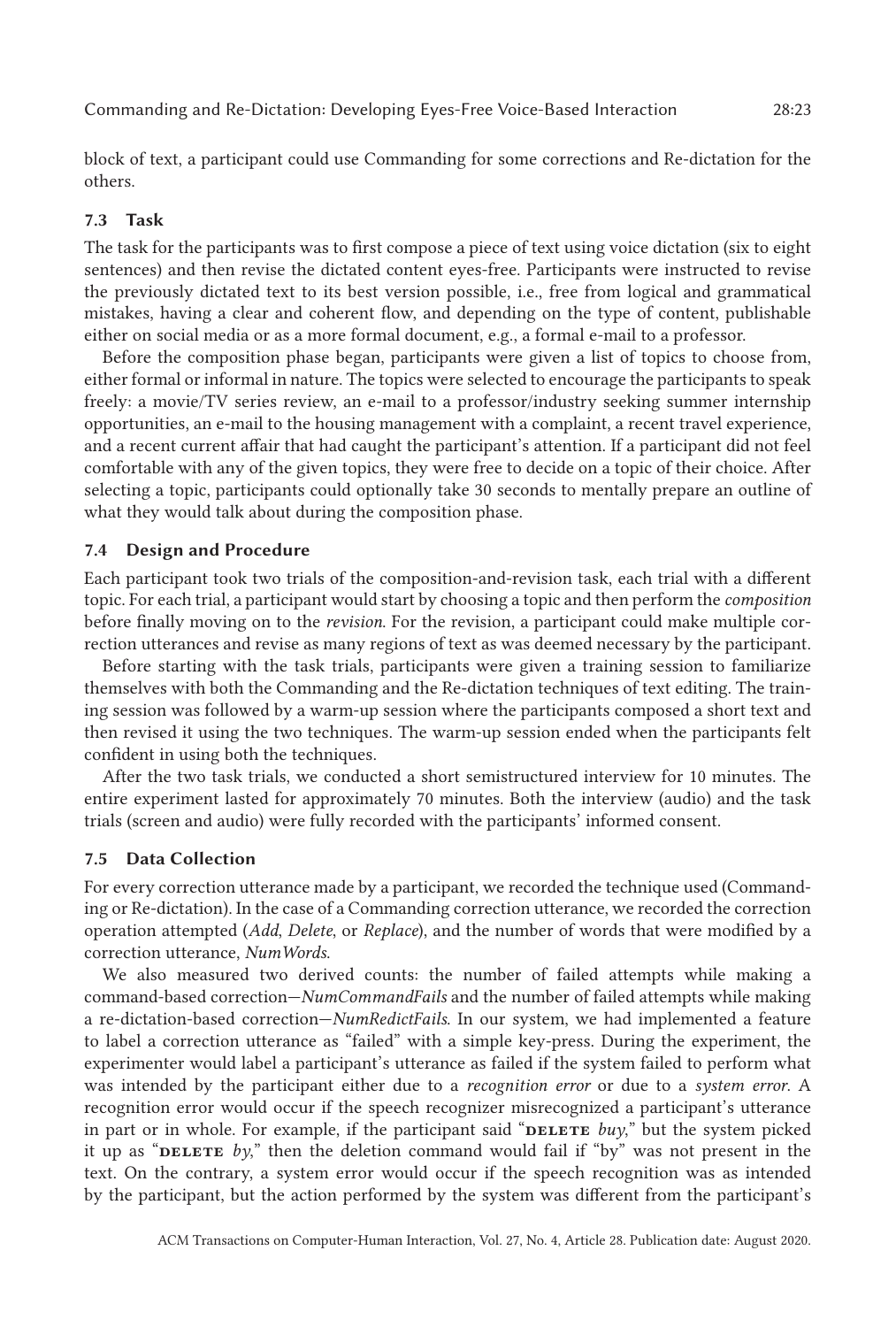block of text, a participant could use Commanding for some corrections and Re-dictation for the others.

### 7.3 Task

The task for the participants was to first compose a piece of text using voice dictation (six to eight sentences) and then revise the dictated content eyes-free. Participants were instructed to revise the previously dictated text to its best version possible, i.e., free from logical and grammatical mistakes, having a clear and coherent flow, and depending on the type of content, publishable either on social media or as a more formal document, e.g., a formal e-mail to a professor.

Before the composition phase began, participants were given a list of topics to choose from, either formal or informal in nature. The topics were selected to encourage the participants to speak freely: a movie/TV series review, an e-mail to a professor/industry seeking summer internship opportunities, an e-mail to the housing management with a complaint, a recent travel experience, and a recent current affair that had caught the participant's attention. If a participant did not feel comfortable with any of the given topics, they were free to decide on a topic of their choice. After selecting a topic, participants could optionally take 30 seconds to mentally prepare an outline of what they would talk about during the composition phase.

### 7.4 Design and Procedure

Each participant took two trials of the composition-and-revision task, each trial with a different topic. For each trial, a participant would start by choosing a topic and then perform the *composition* before finally moving on to the *revision*. For the revision, a participant could make multiple correction utterances and revise as many regions of text as was deemed necessary by the participant.

Before starting with the task trials, participants were given a training session to familiarize themselves with both the Commanding and the Re-dictation techniques of text editing. The training session was followed by a warm-up session where the participants composed a short text and then revised it using the two techniques. The warm-up session ended when the participants felt confident in using both the techniques.

After the two task trials, we conducted a short semistructured interview for 10 minutes. The entire experiment lasted for approximately 70 minutes. Both the interview (audio) and the task trials (screen and audio) were fully recorded with the participants' informed consent.

### 7.5 Data Collection

For every correction utterance made by a participant, we recorded the technique used (Commanding or Re-dictation). In the case of a Commanding correction utterance, we recorded the correction operation attempted (*Add*, *Delete*, or *Replace*), and the number of words that were modified by a correction utterance, *NumWords*.

We also measured two derived counts: the number of failed attempts while making a command-based correction—*NumCommandFails* and the number of failed attempts while making a re-dictation-based correction—*NumRedictFails*. In our system, we had implemented a feature to label a correction utterance as "failed" with a simple key-press. During the experiment, the experimenter would label a participant's utterance as failed if the system failed to perform what was intended by the participant either due to a *recognition error* or due to a *system error*. A recognition error would occur if the speech recognizer misrecognized a participant's utterance in part or in whole. For example, if the participant said "DELETE *buy*," but the system picked it up as "DELETE *by*," then the deletion command would fail if "by" was not present in the text. On the contrary, a system error would occur if the speech recognition was as intended by the participant, but the action performed by the system was different from the participant's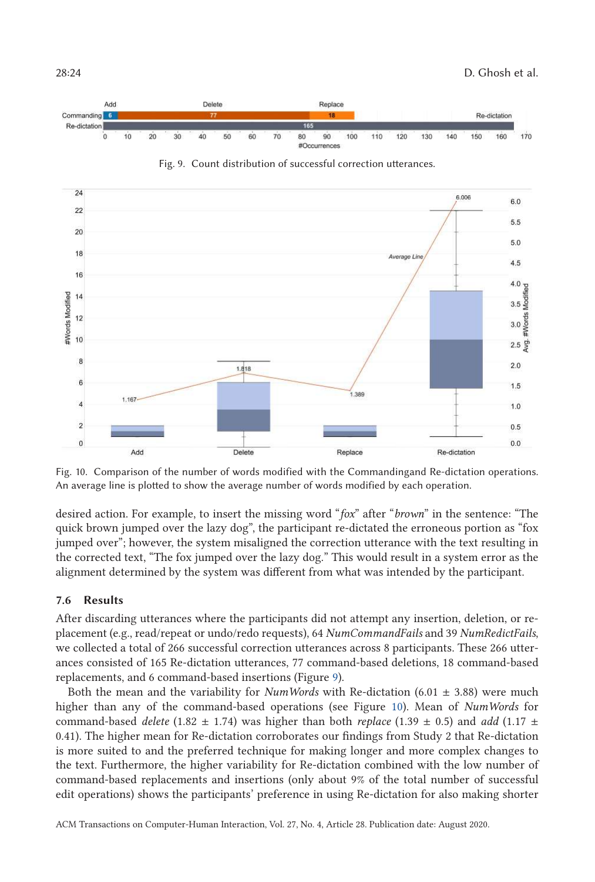Fig. 9. Count distribution of successful correction utterances.

Fig. 10. Comparison of the number of words modified with the Commandingand Re-dictation operations. An average line is plotted to show the average number of words modified by each operation.

desired action. For example, to insert the missing word "*fox*" after "*brown*" in the sentence: "The quick brown jumped over the lazy dog", the participant re-dictated the erroneous portion as "fox jumped over"; however, the system misaligned the correction utterance with the text resulting in the corrected text, "The fox jumped over the lazy dog." This would result in a system error as the alignment determined by the system was different from what was intended by the participant.

### 7.6 Results

After discarding utterances where the participants did not attempt any insertion, deletion, or replacement (e.g., read/repeat or undo/redo requests), 64 *NumCommandFails* and 39 *NumRedictFails*, we collected a total of 266 successful correction utterances across 8 participants. These 266 utterances consisted of 165 Re-dictation utterances, 77 command-based deletions, 18 command-based replacements, and 6 command-based insertions (Figure 9).

Both the mean and the variability for *NumWords* with Re-dictation (6.01 ± 3.88) were much higher than any of the command-based operations (see Figure 10). Mean of *NumWords* for command-based *delete* (1.82 ± 1.74) was higher than both *replace* (1.39 ± 0.5) and *add* (1.17 ± 0.41). The higher mean for Re-dictation corroborates our findings from Study 2 that Re-dictation is more suited to and the preferred technique for making longer and more complex changes to the text. Furthermore, the higher variability for Re-dictation combined with the low number of command-based replacements and insertions (only about 9% of the total number of successful edit operations) shows the participants' preference in using Re-dictation for also making shorter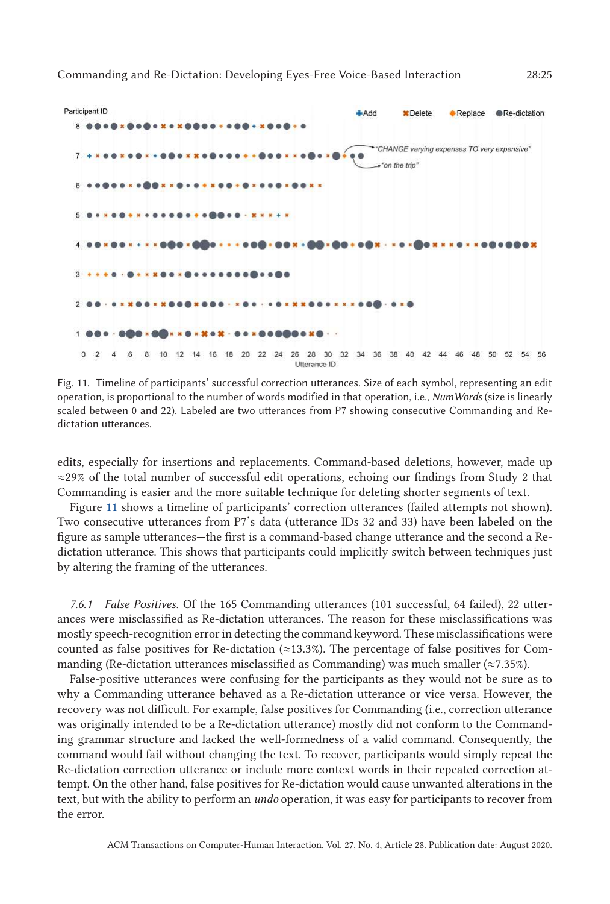Fig. 11. Timeline of participants' successful correction utterances. Size of each symbol, representing an edit operation, is proportional to the number of words modified in that operation, i.e., *NumWords* (size is linearly scaled between 0 and 22). Labeled are two utterances from P7 showing consecutive Commanding and Re-dictation utterances.

edits, especially for insertions and replacements. Command-based deletions, however, made up ≈29% of the total number of successful edit operations, echoing our findings from Study 2 that Commanding is easier and the more suitable technique for deleting shorter segments of text.

Figure 11 shows a timeline of participants' correction utterances (failed attempts not shown). Two consecutive utterances from P7's data (utterance IDs 32 and 33) have been labeled on the figure as sample utterances—the first is a command-based change utterance and the second a Re-dictation utterance. This shows that participants could implicitly switch between techniques just by altering the framing of the utterances.

*7.6.1 False Positives.* Of the 165 Commanding utterances (101 successful, 64 failed), 22 utterances were misclassified as Re-dictation utterances. The reason for these misclassifications was mostly speech-recognition error in detecting the command keyword. These misclassifications were counted as false positives for Re-dictation (≈13.3%). The percentage of false positives for Commanding (Re-dictation utterances misclassified as Commanding) was much smaller (≈7.35%).

False-positive utterances were confusing for the participants as they would not be sure as to why a Commanding utterance behaved as a Re-dictation utterance or vice versa. However, the recovery was not difficult. For example, false positives for Commanding (i.e., correction utterance was originally intended to be a Re-dictation utterance) mostly did not conform to the Commanding grammar structure and lacked the well-formedness of a valid command. Consequently, the command would fail without changing the text. To recover, participants would simply repeat the Re-dictation correction utterance or include more context words in their repeated correction attempt. On the other hand, false positives for Re-dictation would cause unwanted alterations in the text, but with the ability to perform an *undo* operation, it was easy for participants to recover from the error.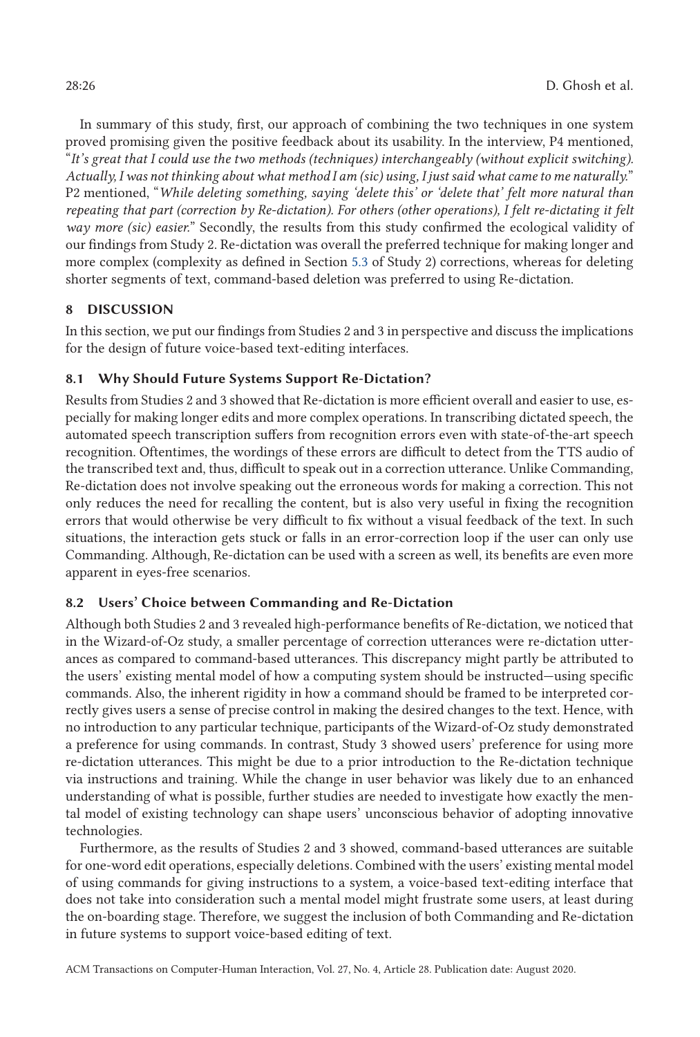In summary of this study, first, our approach of combining the two techniques in one system proved promising given the positive feedback about its usability. In the interview, P4 mentioned, "*It's great that I could use the two methods (techniques) interchangeably (without explicit switching). Actually, I was not thinking about what method I am (sic) using, I just said what came to me naturally.*" P2 mentioned, "*While deleting something, saying 'delete this' or 'delete that' felt more natural than repeating that part (correction by Re-dictation). For others (other operations), I felt re-dictating it felt way more (sic) easier.*" Secondly, the results from this study confirmed the ecological validity of our findings from Study 2. Re-dictation was overall the preferred technique for making longer and more complex (complexity as defined in Section 5.3 of Study 2) corrections, whereas for deleting shorter segments of text, command-based deletion was preferred to using Re-dictation.

## 8 DISCUSSION

In this section, we put our findings from Studies 2 and 3 in perspective and discuss the implications for the design of future voice-based text-editing interfaces.

### 8.1 Why Should Future Systems Support Re-Dictation?

Results from Studies 2 and 3 showed that Re-dictation is more efficient overall and easier to use, especially for making longer edits and more complex operations. In transcribing dictated speech, the automated speech transcription suffers from recognition errors even with state-of-the-art speech recognition. Oftentimes, the wordings of these errors are difficult to detect from the TTS audio of the transcribed text and, thus, difficult to speak out in a correction utterance. Unlike Commanding, Re-dictation does not involve speaking out the erroneous words for making a correction. This not only reduces the need for recalling the content, but is also very useful in fixing the recognition errors that would otherwise be very difficult to fix without a visual feedback of the text. In such situations, the interaction gets stuck or falls in an error-correction loop if the user can only use Commanding. Although, Re-dictation can be used with a screen as well, its benefits are even more apparent in eyes-free scenarios.

### 8.2 Users' Choice between Commanding and Re-Dictation

Although both Studies 2 and 3 revealed high-performance benefits of Re-dictation, we noticed that in the Wizard-of-Oz study, a smaller percentage of correction utterances were re-dictation utterances as compared to command-based utterances. This discrepancy might partly be attributed to the users' existing mental model of how a computing system should be instructed—using specific commands. Also, the inherent rigidity in how a command should be framed to be interpreted correctly gives users a sense of precise control in making the desired changes to the text. Hence, with no introduction to any particular technique, participants of the Wizard-of-Oz study demonstrated a preference for using commands. In contrast, Study 3 showed users' preference for using more re-dictation utterances. This might be due to a prior introduction to the Re-dictation technique via instructions and training. While the change in user behavior was likely due to an enhanced understanding of what is possible, further studies are needed to investigate how exactly the mental model of existing technology can shape users' unconscious behavior of adopting innovative technologies.

Furthermore, as the results of Studies 2 and 3 showed, command-based utterances are suitable for one-word edit operations, especially deletions. Combined with the users' existing mental model of using commands for giving instructions to a system, a voice-based text-editing interface that does not take into consideration such a mental model might frustrate some users, at least during the on-boarding stage. Therefore, we suggest the inclusion of both Commanding and Re-dictation in future systems to support voice-based editing of text.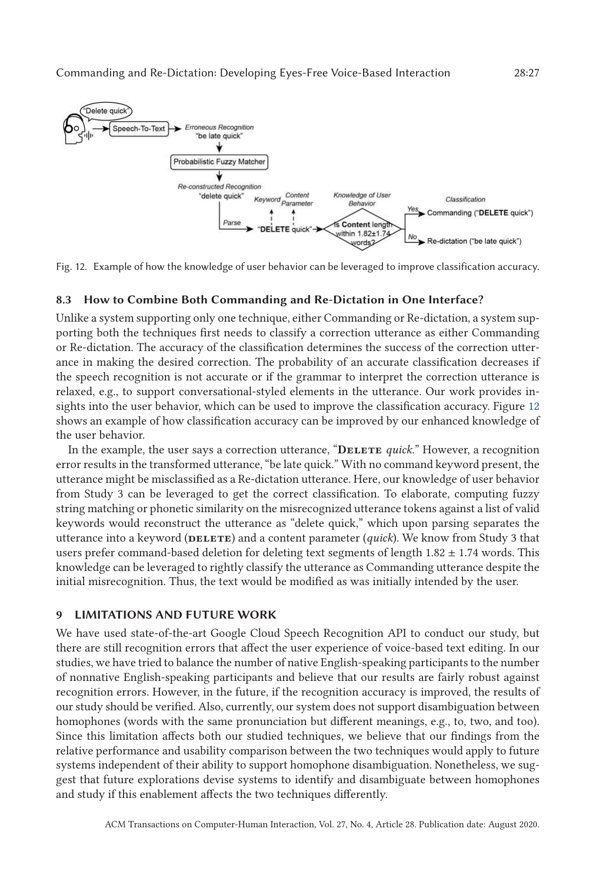Fig. 12. Example of how the knowledge of user behavior can be leveraged to improve classification accuracy.

### 8.3 How to Combine Both Commanding and Re-Dictation in One Interface?

Unlike a system supporting only one technique, either Commanding or Re-dictation, a system supporting both the techniques first needs to classify a correction utterance as either Commanding or Re-dictation. The accuracy of the classification determines the success of the correction utterance in making the desired correction. The probability of an accurate classification decreases if the speech recognition is not accurate or if the grammar to interpret the correction utterance is relaxed, e.g., to support conversational-styled elements in the utterance. Our work provides insights into the user behavior, which can be used to improve the classification accuracy. Figure 12 shows an example of how classification accuracy can be improved by our enhanced knowledge of the user behavior.

In the example, the user says a correction utterance, "**DELETE** *quick*." However, a recognition error results in the transformed utterance, "be late quick." With no command keyword present, the utterance might be misclassified as a Re-dictation utterance. Here, our knowledge of user behavior from Study 3 can be leveraged to get the correct classification. To elaborate, computing fuzzy string matching or phonetic similarity on the misrecognized utterance tokens against a list of valid keywords would reconstruct the utterance as "delete quick," which upon parsing separates the utterance into a keyword (**DELETE**) and a content parameter (*quick*). We know from Study 3 that users prefer command-based deletion for deleting text segments of length $1.82 \pm 1.74$ words. This knowledge can be leveraged to rightly classify the utterance as Commanding utterance despite the initial misrecognition. Thus, the text would be modified as was initially intended by the user.

## 9 LIMITATIONS AND FUTURE WORK

We have used state-of-the-art Google Cloud Speech Recognition API to conduct our study, but there are still recognition errors that affect the user experience of voice-based text editing. In our studies, we have tried to balance the number of native English-speaking participants to the number of nonnative English-speaking participants and believe that our results are fairly robust against recognition errors. However, in the future, if the recognition accuracy is improved, the results of our study should be verified. Also, currently, our system does not support disambiguation between homophones (words with the same pronunciation but different meanings, e.g., to, two, and too). Since this limitation affects both our studied techniques, we believe that our findings from the relative performance and usability comparison between the two techniques would apply to future systems independent of their ability to support homophone disambiguation. Nonetheless, we suggest that future explorations devise systems to identify and disambiguate between homophones and study if this enablement affects the two techniques differently.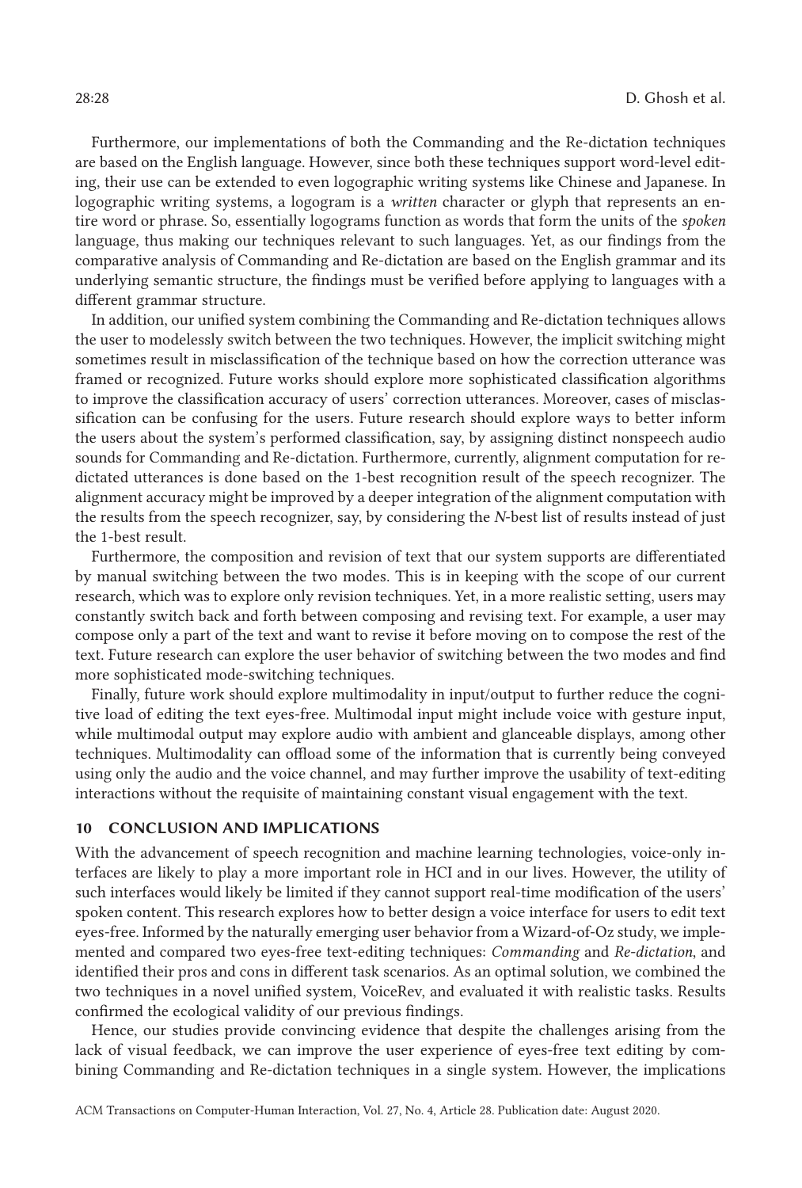Furthermore, our implementations of both the Commanding and the Re-dictation techniques are based on the English language. However, since both these techniques support word-level editing, their use can be extended to even logographic writing systems like Chinese and Japanese. In logographic writing systems, a logogram is a *written* character or glyph that represents an entire word or phrase. So, essentially logograms function as words that form the units of the *spoken* language, thus making our techniques relevant to such languages. Yet, as our findings from the comparative analysis of Commanding and Re-dictation are based on the English grammar and its underlying semantic structure, the findings must be verified before applying to languages with a different grammar structure.

In addition, our unified system combining the Commanding and Re-dictation techniques allows the user to modelessly switch between the two techniques. However, the implicit switching might sometimes result in misclassification of the technique based on how the correction utterance was framed or recognized. Future works should explore more sophisticated classification algorithms to improve the classification accuracy of users' correction utterances. Moreover, cases of misclassification can be confusing for the users. Future research should explore ways to better inform the users about the system's performed classification, say, by assigning distinct nonspeech audio sounds for Commanding and Re-dictation. Furthermore, currently, alignment computation for re-dictated utterances is done based on the 1-best recognition result of the speech recognizer. The alignment accuracy might be improved by a deeper integration of the alignment computation with the results from the speech recognizer, say, by considering the *N*-best list of results instead of just the 1-best result.

Furthermore, the composition and revision of text that our system supports are differentiated by manual switching between the two modes. This is in keeping with the scope of our current research, which was to explore only revision techniques. Yet, in a more realistic setting, users may constantly switch back and forth between composing and revising text. For example, a user may compose only a part of the text and want to revise it before moving on to compose the rest of the text. Future research can explore the user behavior of switching between the two modes and find more sophisticated mode-switching techniques.

Finally, future work should explore multimodality in input/output to further reduce the cognitive load of editing the text eyes-free. Multimodal input might include voice with gesture input, while multimodal output may explore audio with ambient and glanceable displays, among other techniques. Multimodality can offload some of the information that is currently being conveyed using only the audio and the voice channel, and may further improve the usability of text-editing interactions without the requisite of maintaining constant visual engagement with the text.

## 10 CONCLUSION AND IMPLICATIONS

With the advancement of speech recognition and machine learning technologies, voice-only interfaces are likely to play a more important role in HCI and in our lives. However, the utility of such interfaces would likely be limited if they cannot support real-time modification of the users' spoken content. This research explores how to better design a voice interface for users to edit text eyes-free. Informed by the naturally emerging user behavior from a Wizard-of-Oz study, we implemented and compared two eyes-free text-editing techniques: *Commanding* and *Re-dictation*, and identified their pros and cons in different task scenarios. As an optimal solution, we combined the two techniques in a novel unified system, VoiceRev, and evaluated it with realistic tasks. Results confirmed the ecological validity of our previous findings.

Hence, our studies provide convincing evidence that despite the challenges arising from the lack of visual feedback, we can improve the user experience of eyes-free text editing by combining Commanding and Re-dictation techniques in a single system. However, the implications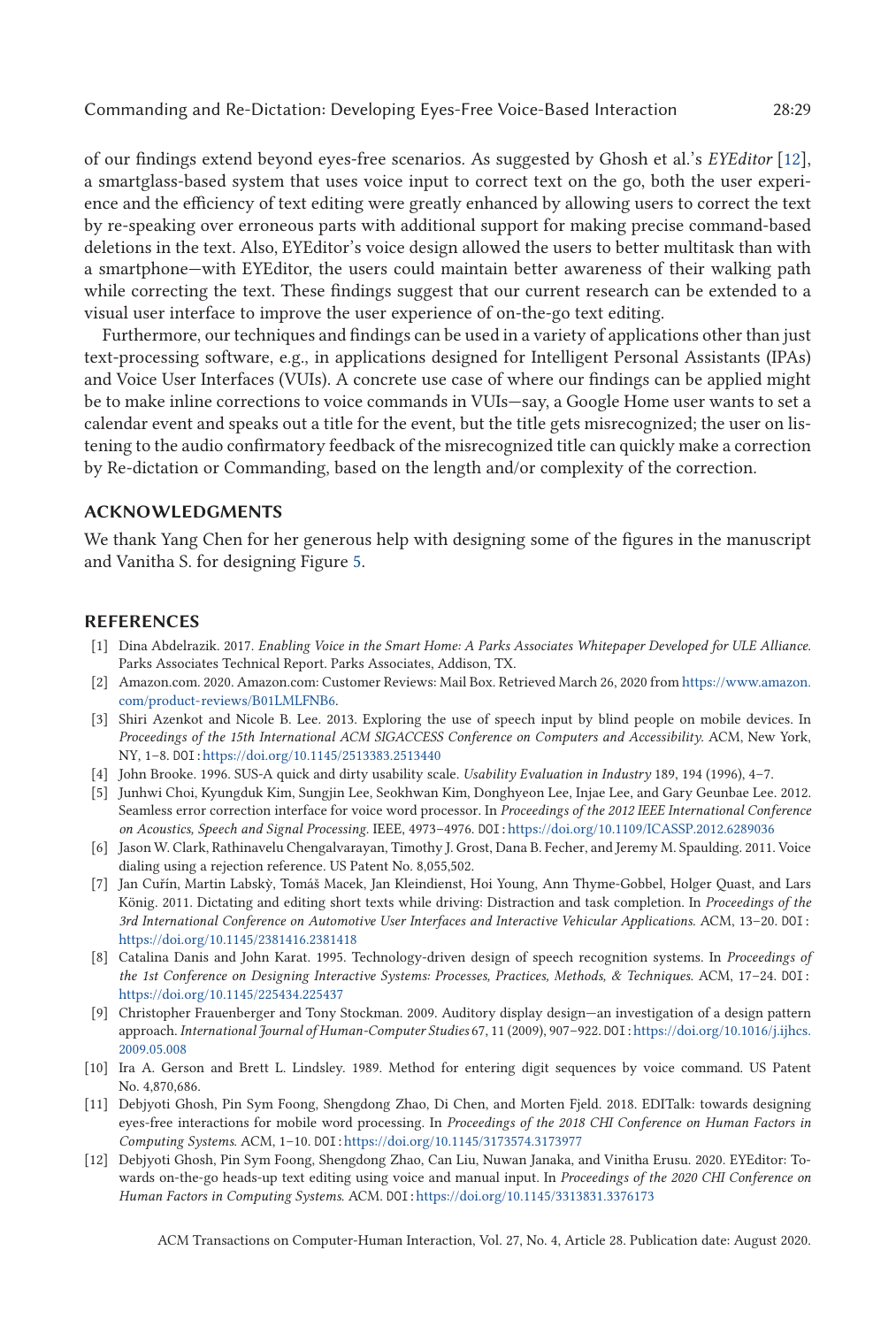of our findings extend beyond eyes-free scenarios. As suggested by Ghosh et al.'s *EYEditor* [12], a smartglass-based system that uses voice input to correct text on the go, both the user experience and the efficiency of text editing were greatly enhanced by allowing users to correct the text by re-speaking over erroneous parts with additional support for making precise command-based deletions in the text. Also, EYEditor's voice design allowed the users to better multitask than with a smartphone—with EYEditor, the users could maintain better awareness of their walking path while correcting the text. These findings suggest that our current research can be extended to a visual user interface to improve the user experience of on-the-go text editing.

Furthermore, our techniques and findings can be used in a variety of applications other than just text-processing software, e.g., in applications designed for Intelligent Personal Assistants (IPAs) and Voice User Interfaces (VUIs). A concrete use case of where our findings can be applied might be to make inline corrections to voice commands in VUIs—say, a Google Home user wants to set a calendar event and speaks out a title for the event, but the title gets misrecognized; the user on listening to the audio confirmatory feedback of the misrecognized title can quickly make a correction by Re-dictation or Commanding, based on the length and/or complexity of the correction.

## ACKNOWLEDGMENTS

We thank Yang Chen for her generous help with designing some of the figures in the manuscript and Vanitha S. for designing Figure 5.

## REFERENCES

[1] Dina Abdelrazik. 2017. *Enabling Voice in the Smart Home: A Parks Associates Whitepaper Developed for ULE Alliance.* Parks Associates Technical Report. Parks Associates, Addison, TX.

[2] Amazon.com. 2020. Amazon.com: Customer Reviews: Mail Box. Retrieved March 26, 2020 from https://www.amazon.com/product-reviews/B01LMLFNB6.

[3] Shiri Azenkot and Nicole B. Lee. 2013. Exploring the use of speech input by blind people on mobile devices. In *Proceedings of the 15th International ACM SIGACCESS Conference on Computers and Accessibility.* ACM, New York, NY, 1–8. DOI: https://doi.org/10.1145/2513383.2513440

[4] John Brooke. 1996. SUS-A quick and dirty usability scale. *Usability Evaluation in Industry* 189, 194 (1996), 4–7.

[5] Junhwi Choi, Kyungduk Kim, Sungjin Lee, Seokhwan Kim, Donghyeon Lee, Injae Lee, and Gary Geunbae Lee. 2012. Seamless error correction interface for voice word processor. In *Proceedings of the 2012 IEEE International Conference on Acoustics, Speech and Signal Processing.* IEEE, 4973–4976. DOI: https://doi.org/10.1109/ICASSP.2012.6289036

[6] Jason W. Clark, Rathinavelu Chengalvarayan, Timothy J. Grost, Dana B. Fecher, and Jeremy M. Spaulding. 2011. Voice dialing using a rejection reference. US Patent No. 8,055,502.

[7] Jan Cuřín, Martin Labský, Tomáš Macek, Jan Kleindienst, Hoi Young, Ann Thyme-Gobbel, Holger Quast, and Lars König. 2011. Dictating and editing short texts while driving: Distraction and task completion. In *Proceedings of the 3rd International Conference on Automotive User Interfaces and Interactive Vehicular Applications.* ACM, 13–20. DOI: https://doi.org/10.1145/2381416.2381418

[8] Catalina Danis and John Karat. 1995. Technology-driven design of speech recognition systems. In *Proceedings of the 1st Conference on Designing Interactive Systems: Processes, Practices, Methods, & Techniques.* ACM, 17–24. DOI: https://doi.org/10.1145/225434.225437

[9] Christopher Frauenberger and Tony Stockman. 2009. Auditory display design—an investigation of a design pattern approach. *International Journal of Human-Computer Studies* 67, 11 (2009), 907–922. DOI: https://doi.org/10.1016/j.ijhcs.2009.05.008

[10] Ira A. Gerson and Brett L. Lindsley. 1989. Method for entering digit sequences by voice command. US Patent No. 4,870,686.

[11] Debjyoti Ghosh, Pin Sym Foong, Shengdong Zhao, Di Chen, and Morten Fjeld. 2018. EDITalk: towards designing eyes-free interactions for mobile word processing. In *Proceedings of the 2018 CHI Conference on Human Factors in Computing Systems.* ACM, 1–10. DOI: https://doi.org/10.1145/3173574.3173977

[12] Debjyoti Ghosh, Pin Sym Foong, Shengdong Zhao, Can Liu, Nuwan Janaka, and Vinitha Erusu. 2020. EYEditor: Towards on-the-go heads-up text editing using voice and manual input. In *Proceedings of the 2020 CHI Conference on Human Factors in Computing Systems.* ACM. DOI: https://doi.org/10.1145/3313831.3376173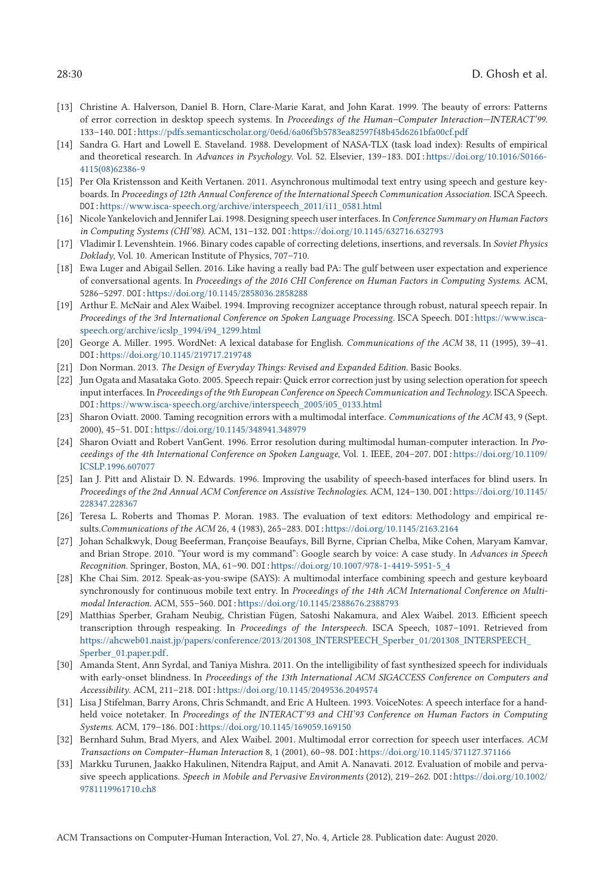[13] Christine A. Halverson, Daniel B. Horn, Clare-Marie Karat, and John Karat. 1999. The beauty of errors: Patterns of error correction in desktop speech systems. In *Proceedings of the Human–Computer Interaction—INTERACT'99*. 133–140. DOI: https://pdfs.semanticscholar.org/0e6d/6a06f5b5783ea82597f48b45d6261bfa00cf.pdf

[14] Sandra G. Hart and Lowell E. Staveland. 1988. Development of NASA-TLX (task load index): Results of empirical and theoretical research. In *Advances in Psychology*. Vol. 52. Elsevier, 139–183. DOI: https://doi.org/10.1016/S0166-4115(08)62386-9

[15] Per Ola Kristensson and Keith Vertanen. 2011. Asynchronous multimodal text entry using speech and gesture keyboards. In *Proceedings of 12th Annual Conference of the International Speech Communication Association*. ISCA Speech. DOI: https://www.isca-speech.org/archive/interspeech_2011/i11_0581.html

[16] Nicole Yankelovich and Jennifer Lai. 1998. Designing speech user interfaces. In *Conference Summary on Human Factors in Computing Systems (CHI'98)*. ACM, 131–132. DOI: https://doi.org/10.1145/632716.632793

[17] Vladimir I. Levenshtein. 1966. Binary codes capable of correcting deletions, insertions, and reversals. In *Soviet Physics Doklady*, Vol. 10. American Institute of Physics, 707–710.

[18] Ewa Luger and Abigail Sellen. 2016. Like having a really bad PA: The gulf between user expectation and experience of conversational agents. In *Proceedings of the 2016 CHI Conference on Human Factors in Computing Systems*. ACM, 5286–5297. DOI: https://doi.org/10.1145/2858036.2858288

[19] Arthur E. McNair and Alex Waibel. 1994. Improving recognizer acceptance through robust, natural speech repair. In *Proceedings of the 3rd International Conference on Spoken Language Processing*. ISCA Speech. DOI: https://www.isca-speech.org/archive/icslp_1994/i94_1299.html

[20] George A. Miller. 1995. WordNet: A lexical database for English. *Communications of the ACM* 38, 11 (1995), 39–41. DOI: https://doi.org/10.1145/219717.219748

[21] Don Norman. 2013. *The Design of Everyday Things: Revised and Expanded Edition*. Basic Books.

[22] Jun Ogata and Masataka Goto. 2005. Speech repair: Quick error correction just by using selection operation for speech input interfaces. In *Proceedings of the 9th European Conference on Speech Communication and Technology*. ISCA Speech. DOI: https://www.isca-speech.org/archive/interspeech_2005/i05_0133.html

[23] Sharon Oviatt. 2000. Taming recognition errors with a multimodal interface. *Communications of the ACM* 43, 9 (Sept. 2000), 45–51. DOI: https://doi.org/10.1145/348941.348979

[24] Sharon Oviatt and Robert VanGent. 1996. Error resolution during multimodal human-computer interaction. In *Proceedings of the 4th International Conference on Spoken Language*, Vol. 1. IEEE, 204–207. DOI: https://doi.org/10.1109/ICSLP.1996.607077

[25] Ian J. Pitt and Alistair D. N. Edwards. 1996. Improving the usability of speech-based interfaces for blind users. In *Proceedings of the 2nd Annual ACM Conference on Assistive Technologies*. ACM, 124–130. DOI: https://doi.org/10.1145/228347.228367

[26] Teresa L. Roberts and Thomas P. Moran. 1983. The evaluation of text editors: Methodology and empirical results.*Communications of the ACM* 26, 4 (1983), 265–283. DOI: https://doi.org/10.1145/2163.2164

[27] Johan Schalkwyk, Doug Beeferman, Françoise Beaufays, Bill Byrne, Ciprian Chelba, Mike Cohen, Maryam Kamvar, and Brian Strope. 2010. "Your word is my command": Google search by voice: A case study. In *Advances in Speech Recognition*. Springer, Boston, MA, 61–90. DOI: https://doi.org/10.1007/978-1-4419-5951-5_4

[28] Khe Chai Sim. 2012. Speak-as-you-swipe (SAYS): A multimodal interface combining speech and gesture keyboard synchronously for continuous mobile text entry. In *Proceedings of the 14th ACM International Conference on Multimodal Interaction*. ACM, 555–560. DOI: https://doi.org/10.1145/2388676.2388793

[29] Matthias Sperber, Graham Neubig, Christian Fügen, Satoshi Nakamura, and Alex Waibel. 2013. Efficient speech transcription through respeaking. In *Proceedings of the Interspeech*. ISCA Speech, 1087–1091. Retrieved from https://ahcweb01.naist.jp/papers/conference/2013/201308_INTERSPEECH_Sperber_01/201308_INTERSPEECH_Sperber_01.paper.pdf.

[30] Amanda Stent, Ann Syrdal, and Taniya Mishra. 2011. On the intelligibility of fast synthesized speech for individuals with early-onset blindness. In *Proceedings of the 13th International ACM SIGACCESS Conference on Computers and Accessibility*. ACM, 211–218. DOI: https://doi.org/10.1145/2049536.2049574

[31] Lisa J Stifelman, Barry Arons, Chris Schmandt, and Eric A Hulteen. 1993. VoiceNotes: A speech interface for a hand-held voice notetaker. In *Proceedings of the INTERACT'93 and CHI'93 Conference on Human Factors in Computing Systems*. ACM, 179–186. DOI: https://doi.org/10.1145/169059.169150

[32] Bernhard Suhm, Brad Myers, and Alex Waibel. 2001. Multimodal error correction for speech user interfaces. *ACM Transactions on Computer–Human Interaction* 8, 1 (2001), 60–98. DOI: https://doi.org/10.1145/371127.371166

[33] Markku Turunen, Jaakko Hakulinen, Nitendra Rajput, and Amit A. Nanavati. 2012. Evaluation of mobile and pervasive speech applications. *Speech in Mobile and Pervasive Environments* (2012), 219–262. DOI: https://doi.org/10.1002/9781119961710.ch8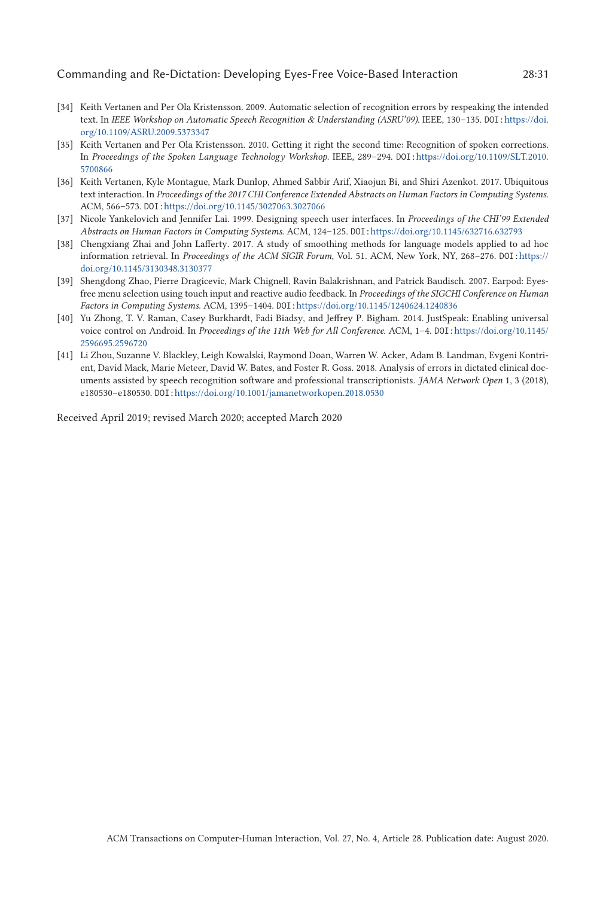[34] Keith Vertanen and Per Ola Kristensson. 2009. Automatic selection of recognition errors by respeaking the intended text. In *IEEE Workshop on Automatic Speech Recognition & Understanding (ASRU'09)*. IEEE, 130–135. DOI: https://doi.org/10.1109/ASRU.2009.5373347

[35] Keith Vertanen and Per Ola Kristensson. 2010. Getting it right the second time: Recognition of spoken corrections. In *Proceedings of the Spoken Language Technology Workshop*. IEEE, 289–294. DOI: https://doi.org/10.1109/SLT.2010.5700866

[36] Keith Vertanen, Kyle Montague, Mark Dunlop, Ahmed Sabbir Arif, Xiaojun Bi, and Shiri Azenkot. 2017. Ubiquitous text interaction. In *Proceedings of the 2017 CHI Conference Extended Abstracts on Human Factors in Computing Systems*. ACM, 566–573. DOI: https://doi.org/10.1145/3027063.3027066

[37] Nicole Yankelovich and Jennifer Lai. 1999. Designing speech user interfaces. In *Proceedings of the CHI'99 Extended Abstracts on Human Factors in Computing Systems*. ACM, 124–125. DOI: https://doi.org/10.1145/632716.632793

[38] Chengxiang Zhai and John Lafferty. 2017. A study of smoothing methods for language models applied to ad hoc information retrieval. In *Proceedings of the ACM SIGIR Forum*, Vol. 51. ACM, New York, NY, 268–276. DOI: https://doi.org/10.1145/3130348.3130377

[39] Shengdong Zhao, Pierre Dragicevic, Mark Chignell, Ravin Balakrishnan, and Patrick Baudisch. 2007. Earpod: Eyes-free menu selection using touch input and reactive audio feedback. In *Proceedings of the SIGCHI Conference on Human Factors in Computing Systems*. ACM, 1395–1404. DOI: https://doi.org/10.1145/1240624.1240836

[40] Yu Zhong, T. V. Raman, Casey Burkhardt, Fadi Biadsy, and Jeffrey P. Bigham. 2014. JustSpeak: Enabling universal voice control on Android. In *Proceedings of the 11th Web for All Conference*. ACM, 1–4. DOI: https://doi.org/10.1145/2596695.2596720

[41] Li Zhou, Suzanne V. Blackley, Leigh Kowalski, Raymond Doan, Warren W. Acker, Adam B. Landman, Evgeni Kontrient, David Mack, Marie Meteer, David W. Bates, and Foster R. Goss. 2018. Analysis of errors in dictated clinical documents assisted by speech recognition software and professional transcriptionists. *JAMA Network Open* 1, 3 (2018), e180530–e180530. DOI: https://doi.org/10.1001/jamanetworkopen.2018.0530

Received April 2019; revised March 2020; accepted March 2020